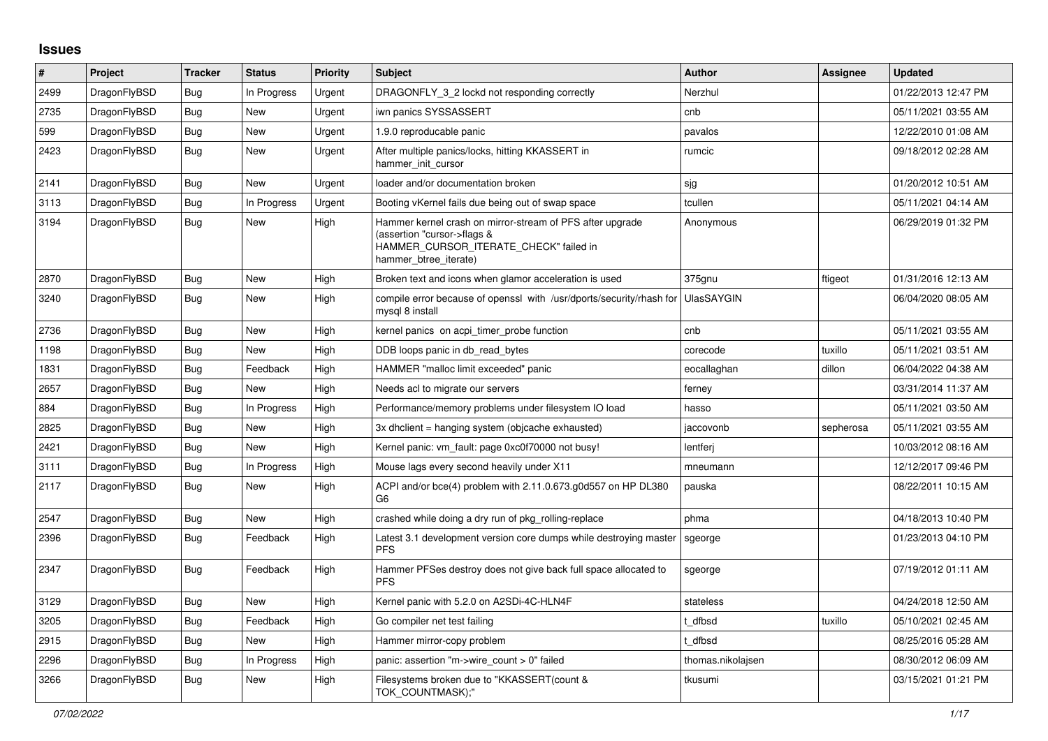# Issues

| # | Project | Tracker | Status | Priority | Subject | Author | Assignee | Updated |
|---|---|---|---|---|---|---|---|---|
| 2499 | DragonFlyBSD | Bug | In Progress | Urgent | DRAGONFLY_3_2 lockd not responding correctly | Nerzhul | | 01/22/2013 12:47 PM |
| 2735 | DragonFlyBSD | Bug | New | Urgent | iwn panics SYSSASSERT | cnb | | 05/11/2021 03:55 AM |
| 599 | DragonFlyBSD | Bug | New | Urgent | 1.9.0 reproducable panic | pavalos | | 12/22/2010 01:08 AM |
| 2423 | DragonFlyBSD | Bug | New | Urgent | After multiple panics/locks, hitting KKASSERT in hammer_init_cursor | rumcic | | 09/18/2012 02:28 AM |
| 2141 | DragonFlyBSD | Bug | New | Urgent | loader and/or documentation broken | sjg | | 01/20/2012 10:51 AM |
| 3113 | DragonFlyBSD | Bug | In Progress | Urgent | Booting vKernel fails due being out of swap space | tcullen | | 05/11/2021 04:14 AM |
| 3194 | DragonFlyBSD | Bug | New | High | Hammer kernel crash on mirror-stream of PFS after upgrade (assertion "cursor->flags & HAMMER_CURSOR_ITERATE_CHECK" failed in hammer_btree_iterate) | Anonymous | | 06/29/2019 01:32 PM |
| 2870 | DragonFlyBSD | Bug | New | High | Broken text and icons when glamor acceleration is used | 375gnu | ftigeot | 01/31/2016 12:13 AM |
| 3240 | DragonFlyBSD | Bug | New | High | compile error because of openssl with /usr/dports/security/rhash for mysql 8 install | UlasSAYGIN | | 06/04/2020 08:05 AM |
| 2736 | DragonFlyBSD | Bug | New | High | kernel panics on acpi_timer_probe function | cnb | | 05/11/2021 03:55 AM |
| 1198 | DragonFlyBSD | Bug | New | High | DDB loops panic in db_read_bytes | corecode | tuxillo | 05/11/2021 03:51 AM |
| 1831 | DragonFlyBSD | Bug | Feedback | High | HAMMER "malloc limit exceeded" panic | eocallaghan | dillon | 06/04/2022 04:38 AM |
| 2657 | DragonFlyBSD | Bug | New | High | Needs acl to migrate our servers | ferney | | 03/31/2014 11:37 AM |
| 884 | DragonFlyBSD | Bug | In Progress | High | Performance/memory problems under filesystem IO load | hasso | | 05/11/2021 03:50 AM |
| 2825 | DragonFlyBSD | Bug | New | High | 3x dhclient = hanging system (objcache exhausted) | jaccovonb | sepherosa | 05/11/2021 03:55 AM |
| 2421 | DragonFlyBSD | Bug | New | High | Kernel panic: vm_fault: page 0xc0f70000 not busy! | lentferj | | 10/03/2012 08:16 AM |
| 3111 | DragonFlyBSD | Bug | In Progress | High | Mouse lags every second heavily under X11 | mneumann | | 12/12/2017 09:46 PM |
| 2117 | DragonFlyBSD | Bug | New | High | ACPI and/or bce(4) problem with 2.11.0.673.g0d557 on HP DL380 G6 | pauska | | 08/22/2011 10:15 AM |
| 2547 | DragonFlyBSD | Bug | New | High | crashed while doing a dry run of pkg_rolling-replace | phma | | 04/18/2013 10:40 PM |
| 2396 | DragonFlyBSD | Bug | Feedback | High | Latest 3.1 development version core dumps while destroying master PFS | sgeorge | | 01/23/2013 04:10 PM |
| 2347 | DragonFlyBSD | Bug | Feedback | High | Hammer PFSes destroy does not give back full space allocated to PFS | sgeorge | | 07/19/2012 01:11 AM |
| 3129 | DragonFlyBSD | Bug | New | High | Kernel panic with 5.2.0 on A2SDi-4C-HLN4F | stateless | | 04/24/2018 12:50 AM |
| 3205 | DragonFlyBSD | Bug | Feedback | High | Go compiler net test failing | t_dfbsd | tuxillo | 05/10/2021 02:45 AM |
| 2915 | DragonFlyBSD | Bug | New | High | Hammer mirror-copy problem | t_dfbsd | | 08/25/2016 05:28 AM |
| 2296 | DragonFlyBSD | Bug | In Progress | High | panic: assertion "m->wire_count > 0" failed | thomas.nikolajsen | | 08/30/2012 06:09 AM |
| 3266 | DragonFlyBSD | Bug | New | High | Filesystems broken due to "KKASSERT(count & TOK_COUNTMASK);" | tkusumi | | 03/15/2021 01:21 PM |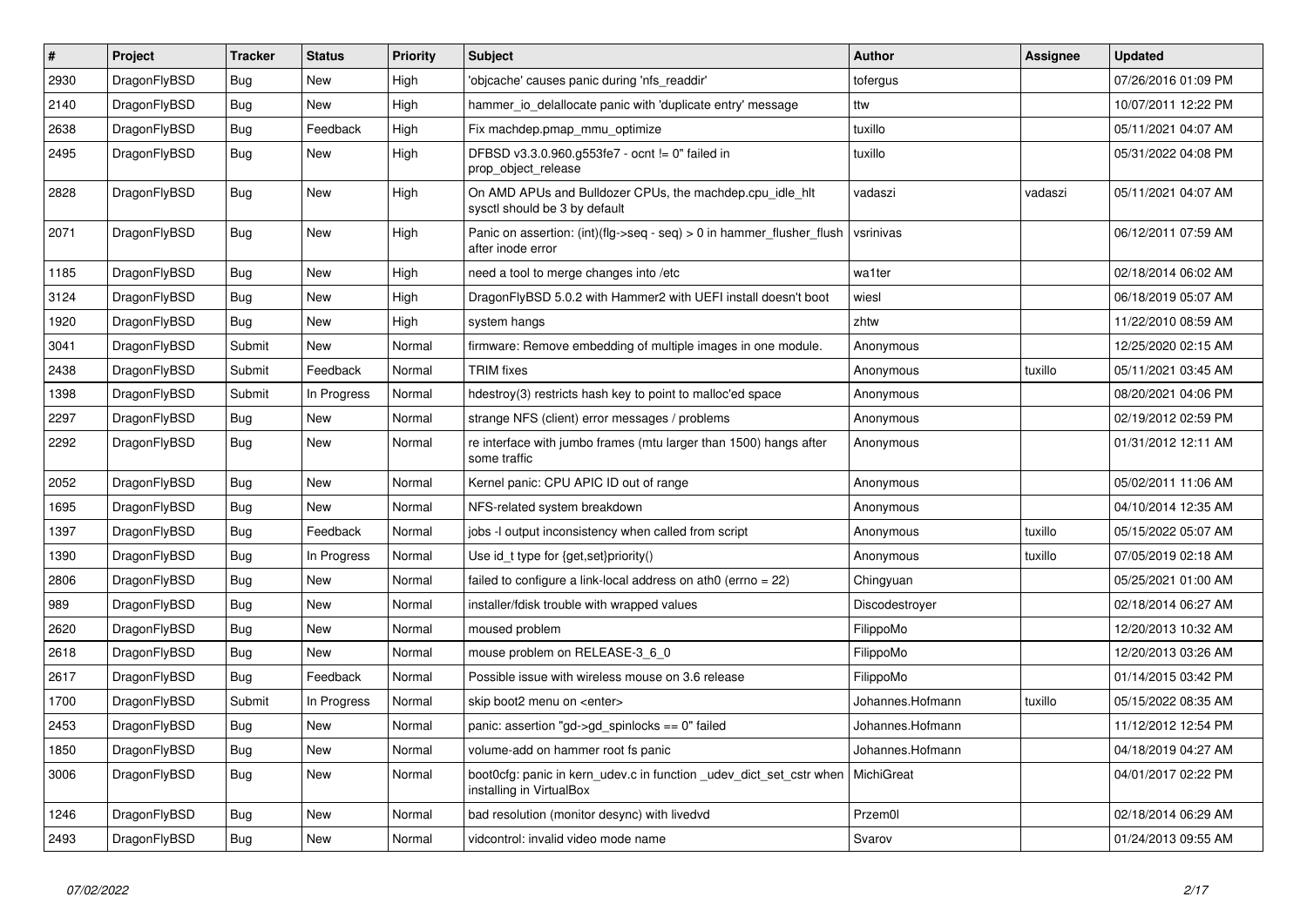| # | Project | Tracker | Status | Priority | Subject | Author | Assignee | Updated |
|---|---|---|---|---|---|---|---|---|
| 2930 | DragonFlyBSD | Bug | New | High | 'objcache' causes panic during 'nfs_readdir' | tofergus | | 07/26/2016 01:09 PM |
| 2140 | DragonFlyBSD | Bug | New | High | hammer_io_delallocate panic with 'duplicate entry' message | ttw | | 10/07/2011 12:22 PM |
| 2638 | DragonFlyBSD | Bug | Feedback | High | Fix machdep.pmap_mmu_optimize | tuxillo | | 05/11/2021 04:07 AM |
| 2495 | DragonFlyBSD | Bug | New | High | DFBSD v3.3.0.960.g553fe7 - ocnt != 0" failed in prop_object_release | tuxillo | | 05/31/2022 04:08 PM |
| 2828 | DragonFlyBSD | Bug | New | High | On AMD APUs and Bulldozer CPUs, the machdep.cpu_idle_hlt sysctl should be 3 by default | vadaszi | vadaszi | 05/11/2021 04:07 AM |
| 2071 | DragonFlyBSD | Bug | New | High | Panic on assertion: (int)(flg->seq - seq) > 0 in hammer_flusher_flush after inode error | vsrinivas | | 06/12/2011 07:59 AM |
| 1185 | DragonFlyBSD | Bug | New | High | need a tool to merge changes into /etc | wa1ter | | 02/18/2014 06:02 AM |
| 3124 | DragonFlyBSD | Bug | New | High | DragonFlyBSD 5.0.2 with Hammer2 with UEFI install doesn't boot | wiesl | | 06/18/2019 05:07 AM |
| 1920 | DragonFlyBSD | Bug | New | High | system hangs | zhtw | | 11/22/2010 08:59 AM |
| 3041 | DragonFlyBSD | Submit | New | Normal | firmware: Remove embedding of multiple images in one module. | Anonymous | | 12/25/2020 02:15 AM |
| 2438 | DragonFlyBSD | Submit | Feedback | Normal | TRIM fixes | Anonymous | tuxillo | 05/11/2021 03:45 AM |
| 1398 | DragonFlyBSD | Submit | In Progress | Normal | hdestroy(3) restricts hash key to point to malloc'ed space | Anonymous | | 08/20/2021 04:06 PM |
| 2297 | DragonFlyBSD | Bug | New | Normal | strange NFS (client) error messages / problems | Anonymous | | 02/19/2012 02:59 PM |
| 2292 | DragonFlyBSD | Bug | New | Normal | re interface with jumbo frames (mtu larger than 1500) hangs after some traffic | Anonymous | | 01/31/2012 12:11 AM |
| 2052 | DragonFlyBSD | Bug | New | Normal | Kernel panic: CPU APIC ID out of range | Anonymous | | 05/02/2011 11:06 AM |
| 1695 | DragonFlyBSD | Bug | New | Normal | NFS-related system breakdown | Anonymous | | 04/10/2014 12:35 AM |
| 1397 | DragonFlyBSD | Bug | Feedback | Normal | jobs -I output inconsistency when called from script | Anonymous | tuxillo | 05/15/2022 05:07 AM |
| 1390 | DragonFlyBSD | Bug | In Progress | Normal | Use id_t type for {get,set}priority() | Anonymous | tuxillo | 07/05/2019 02:18 AM |
| 2806 | DragonFlyBSD | Bug | New | Normal | failed to configure a link-local address on ath0 (errno = 22) | Chingyuan | | 05/25/2021 01:00 AM |
| 989 | DragonFlyBSD | Bug | New | Normal | installer/fdisk trouble with wrapped values | Discodestroyer | | 02/18/2014 06:27 AM |
| 2620 | DragonFlyBSD | Bug | New | Normal | moused problem | FilippoMo | | 12/20/2013 10:32 AM |
| 2618 | DragonFlyBSD | Bug | New | Normal | mouse problem on RELEASE-3_6_0 | FilippoMo | | 12/20/2013 03:26 AM |
| 2617 | DragonFlyBSD | Bug | Feedback | Normal | Possible issue with wireless mouse on 3.6 release | FilippoMo | | 01/14/2015 03:42 PM |
| 1700 | DragonFlyBSD | Submit | In Progress | Normal | skip boot2 menu on <enter> | Johannes.Hofmann | tuxillo | 05/15/2022 08:35 AM |
| 2453 | DragonFlyBSD | Bug | New | Normal | panic: assertion "gd->gd_spinlocks == 0" failed | Johannes.Hofmann | | 11/12/2012 12:54 PM |
| 1850 | DragonFlyBSD | Bug | New | Normal | volume-add on hammer root fs panic | Johannes.Hofmann | | 04/18/2019 04:27 AM |
| 3006 | DragonFlyBSD | Bug | New | Normal | boot0cfg: panic in kern_udev.c in function _udev_dict_set_cstr when installing in VirtualBox | MichiGreat | | 04/01/2017 02:22 PM |
| 1246 | DragonFlyBSD | Bug | New | Normal | bad resolution (monitor desync) with livedvd | Przem0l | | 02/18/2014 06:29 AM |
| 2493 | DragonFlyBSD | Bug | New | Normal | vidcontrol: invalid video mode name | Svarov | | 01/24/2013 09:55 AM |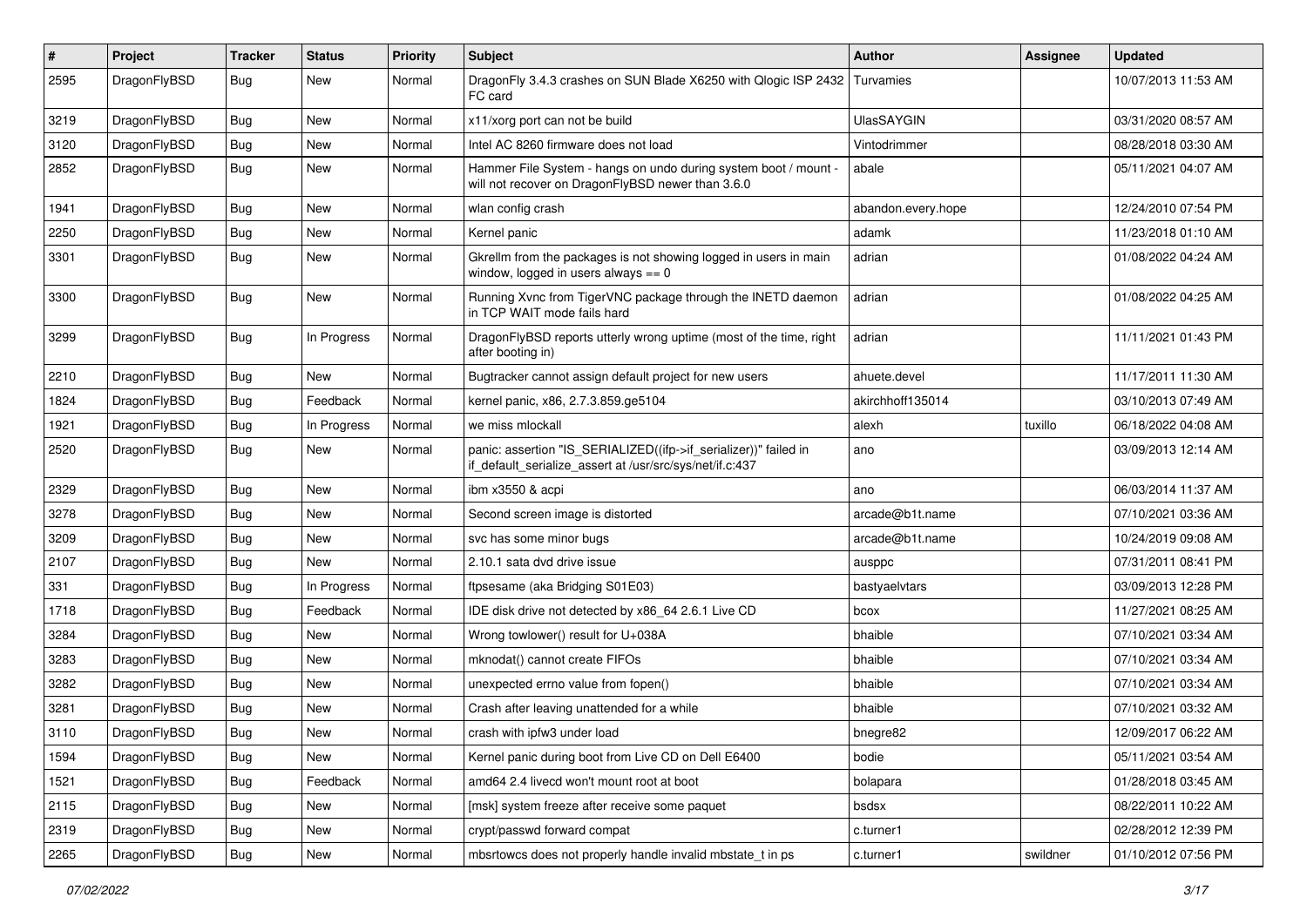| # | Project | Tracker | Status | Priority | Subject | Author | Assignee | Updated |
|---|---|---|---|---|---|---|---|---|
| 2595 | DragonFlyBSD | Bug | New | Normal | DragonFly 3.4.3 crashes on SUN Blade X6250 with Qlogic ISP 2432 FC card | Turvamies | | 10/07/2013 11:53 AM |
| 3219 | DragonFlyBSD | Bug | New | Normal | x11/xorg port can not be build | UlasSAYGIN | | 03/31/2020 08:57 AM |
| 3120 | DragonFlyBSD | Bug | New | Normal | Intel AC 8260 firmware does not load | Vintodrimmer | | 08/28/2018 03:30 AM |
| 2852 | DragonFlyBSD | Bug | New | Normal | Hammer File System - hangs on undo during system boot / mount - will not recover on DragonFlyBSD newer than 3.6.0 | abale | | 05/11/2021 04:07 AM |
| 1941 | DragonFlyBSD | Bug | New | Normal | wlan config crash | abandon.every.hope | | 12/24/2010 07:54 PM |
| 2250 | DragonFlyBSD | Bug | New | Normal | Kernel panic | adamk | | 11/23/2018 01:10 AM |
| 3301 | DragonFlyBSD | Bug | New | Normal | Gkrellm from the packages is not showing logged in users in main window, logged in users always == 0 | adrian | | 01/08/2022 04:24 AM |
| 3300 | DragonFlyBSD | Bug | New | Normal | Running Xvnc from TigerVNC package through the INETD daemon in TCP WAIT mode fails hard | adrian | | 01/08/2022 04:25 AM |
| 3299 | DragonFlyBSD | Bug | In Progress | Normal | DragonFlyBSD reports utterly wrong uptime (most of the time, right after booting in) | adrian | | 11/11/2021 01:43 PM |
| 2210 | DragonFlyBSD | Bug | New | Normal | Bugtracker cannot assign default project for new users | ahuete.devel | | 11/17/2011 11:30 AM |
| 1824 | DragonFlyBSD | Bug | Feedback | Normal | kernel panic, x86, 2.7.3.859.ge5104 | akirchhoff135014 | | 03/10/2013 07:49 AM |
| 1921 | DragonFlyBSD | Bug | In Progress | Normal | we miss mlockall | alexh | tuxillo | 06/18/2022 04:08 AM |
| 2520 | DragonFlyBSD | Bug | New | Normal | panic: assertion "IS_SERIALIZED((ifp->if_serializer))" failed in if_default_serialize_assert at /usr/src/sys/net/if.c:437 | ano | | 03/09/2013 12:14 AM |
| 2329 | DragonFlyBSD | Bug | New | Normal | ibm x3550 & acpi | ano | | 06/03/2014 11:37 AM |
| 3278 | DragonFlyBSD | Bug | New | Normal | Second screen image is distorted | arcade@b1t.name | | 07/10/2021 03:36 AM |
| 3209 | DragonFlyBSD | Bug | New | Normal | svc has some minor bugs | arcade@b1t.name | | 10/24/2019 09:08 AM |
| 2107 | DragonFlyBSD | Bug | New | Normal | 2.10.1 sata dvd drive issue | ausppc | | 07/31/2011 08:41 PM |
| 331 | DragonFlyBSD | Bug | In Progress | Normal | ftpsesame (aka Bridging S01E03) | bastyaelvtars | | 03/09/2013 12:28 PM |
| 1718 | DragonFlyBSD | Bug | Feedback | Normal | IDE disk drive not detected by x86_64 2.6.1 Live CD | bcox | | 11/27/2021 08:25 AM |
| 3284 | DragonFlyBSD | Bug | New | Normal | Wrong towlower() result for U+038A | bhaible | | 07/10/2021 03:34 AM |
| 3283 | DragonFlyBSD | Bug | New | Normal | mknodat() cannot create FIFOs | bhaible | | 07/10/2021 03:34 AM |
| 3282 | DragonFlyBSD | Bug | New | Normal | unexpected errno value from fopen() | bhaible | | 07/10/2021 03:34 AM |
| 3281 | DragonFlyBSD | Bug | New | Normal | Crash after leaving unattended for a while | bhaible | | 07/10/2021 03:32 AM |
| 3110 | DragonFlyBSD | Bug | New | Normal | crash with ipfw3 under load | bnegre82 | | 12/09/2017 06:22 AM |
| 1594 | DragonFlyBSD | Bug | New | Normal | Kernel panic during boot from Live CD on Dell E6400 | bodie | | 05/11/2021 03:54 AM |
| 1521 | DragonFlyBSD | Bug | Feedback | Normal | amd64 2.4 livecd won't mount root at boot | bolapara | | 01/28/2018 03:45 AM |
| 2115 | DragonFlyBSD | Bug | New | Normal | [msk] system freeze after receive some paquet | bsdsx | | 08/22/2011 10:22 AM |
| 2319 | DragonFlyBSD | Bug | New | Normal | crypt/passwd forward compat | c.turner1 | | 02/28/2012 12:39 PM |
| 2265 | DragonFlyBSD | Bug | New | Normal | mbsrtowcs does not properly handle invalid mbstate_t in ps | c.turner1 | swildner | 01/10/2012 07:56 PM |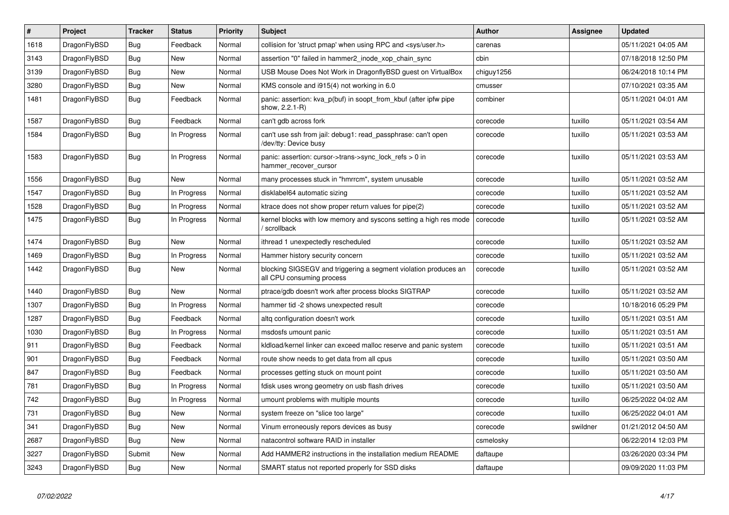| # | Project | Tracker | Status | Priority | Subject | Author | Assignee | Updated |
|---|---|---|---|---|---|---|---|---|
| 1618 | DragonFlyBSD | Bug | Feedback | Normal | collision for 'struct pmap' when using RPC and <sys/user.h> | carenas | | 05/11/2021 04:05 AM |
| 3143 | DragonFlyBSD | Bug | New | Normal | assertion "0" failed in hammer2_inode_xop_chain_sync | cbin | | 07/18/2018 12:50 PM |
| 3139 | DragonFlyBSD | Bug | New | Normal | USB Mouse Does Not Work in DragonflyBSD guest on VirtualBox | chiguy1256 | | 06/24/2018 10:14 PM |
| 3280 | DragonFlyBSD | Bug | New | Normal | KMS console and i915(4) not working in 6.0 | cmusser | | 07/10/2021 03:35 AM |
| 1481 | DragonFlyBSD | Bug | Feedback | Normal | panic: assertion: kva_p(buf) in soopt_from_kbuf (after ipfw pipe show, 2.2.1-R) | combiner | | 05/11/2021 04:01 AM |
| 1587 | DragonFlyBSD | Bug | Feedback | Normal | can't gdb across fork | corecode | tuxillo | 05/11/2021 03:54 AM |
| 1584 | DragonFlyBSD | Bug | In Progress | Normal | can't use ssh from jail: debug1: read_passphrase: can't open /dev/tty: Device busy | corecode | tuxillo | 05/11/2021 03:53 AM |
| 1583 | DragonFlyBSD | Bug | In Progress | Normal | panic: assertion: cursor->trans->sync_lock_refs > 0 in hammer_recover_cursor | corecode | tuxillo | 05/11/2021 03:53 AM |
| 1556 | DragonFlyBSD | Bug | New | Normal | many processes stuck in "hmrrcm", system unusable | corecode | tuxillo | 05/11/2021 03:52 AM |
| 1547 | DragonFlyBSD | Bug | In Progress | Normal | disklabel64 automatic sizing | corecode | tuxillo | 05/11/2021 03:52 AM |
| 1528 | DragonFlyBSD | Bug | In Progress | Normal | ktrace does not show proper return values for pipe(2) | corecode | tuxillo | 05/11/2021 03:52 AM |
| 1475 | DragonFlyBSD | Bug | In Progress | Normal | kernel blocks with low memory and syscons setting a high res mode / scrollback | corecode | tuxillo | 05/11/2021 03:52 AM |
| 1474 | DragonFlyBSD | Bug | New | Normal | ithread 1 unexpectedly rescheduled | corecode | tuxillo | 05/11/2021 03:52 AM |
| 1469 | DragonFlyBSD | Bug | In Progress | Normal | Hammer history security concern | corecode | tuxillo | 05/11/2021 03:52 AM |
| 1442 | DragonFlyBSD | Bug | New | Normal | blocking SIGSEGV and triggering a segment violation produces an all CPU consuming process | corecode | tuxillo | 05/11/2021 03:52 AM |
| 1440 | DragonFlyBSD | Bug | New | Normal | ptrace/gdb doesn't work after process blocks SIGTRAP | corecode | tuxillo | 05/11/2021 03:52 AM |
| 1307 | DragonFlyBSD | Bug | In Progress | Normal | hammer tid -2 shows unexpected result | corecode | | 10/18/2016 05:29 PM |
| 1287 | DragonFlyBSD | Bug | Feedback | Normal | altq configuration doesn't work | corecode | tuxillo | 05/11/2021 03:51 AM |
| 1030 | DragonFlyBSD | Bug | In Progress | Normal | msdosfs umount panic | corecode | tuxillo | 05/11/2021 03:51 AM |
| 911 | DragonFlyBSD | Bug | Feedback | Normal | kldload/kernel linker can exceed malloc reserve and panic system | corecode | tuxillo | 05/11/2021 03:51 AM |
| 901 | DragonFlyBSD | Bug | Feedback | Normal | route show needs to get data from all cpus | corecode | tuxillo | 05/11/2021 03:50 AM |
| 847 | DragonFlyBSD | Bug | Feedback | Normal | processes getting stuck on mount point | corecode | tuxillo | 05/11/2021 03:50 AM |
| 781 | DragonFlyBSD | Bug | In Progress | Normal | fdisk uses wrong geometry on usb flash drives | corecode | tuxillo | 05/11/2021 03:50 AM |
| 742 | DragonFlyBSD | Bug | In Progress | Normal | umount problems with multiple mounts | corecode | tuxillo | 06/25/2022 04:02 AM |
| 731 | DragonFlyBSD | Bug | New | Normal | system freeze on "slice too large" | corecode | tuxillo | 06/25/2022 04:01 AM |
| 341 | DragonFlyBSD | Bug | New | Normal | Vinum erroneously repors devices as busy | corecode | swildner | 01/21/2012 04:50 AM |
| 2687 | DragonFlyBSD | Bug | New | Normal | natacontrol software RAID in installer | csmelosky | | 06/22/2014 12:03 PM |
| 3227 | DragonFlyBSD | Submit | New | Normal | Add HAMMER2 instructions in the installation medium README | daftaupe | | 03/26/2020 03:34 PM |
| 3243 | DragonFlyBSD | Bug | New | Normal | SMART status not reported properly for SSD disks | daftaupe | | 09/09/2020 11:03 PM |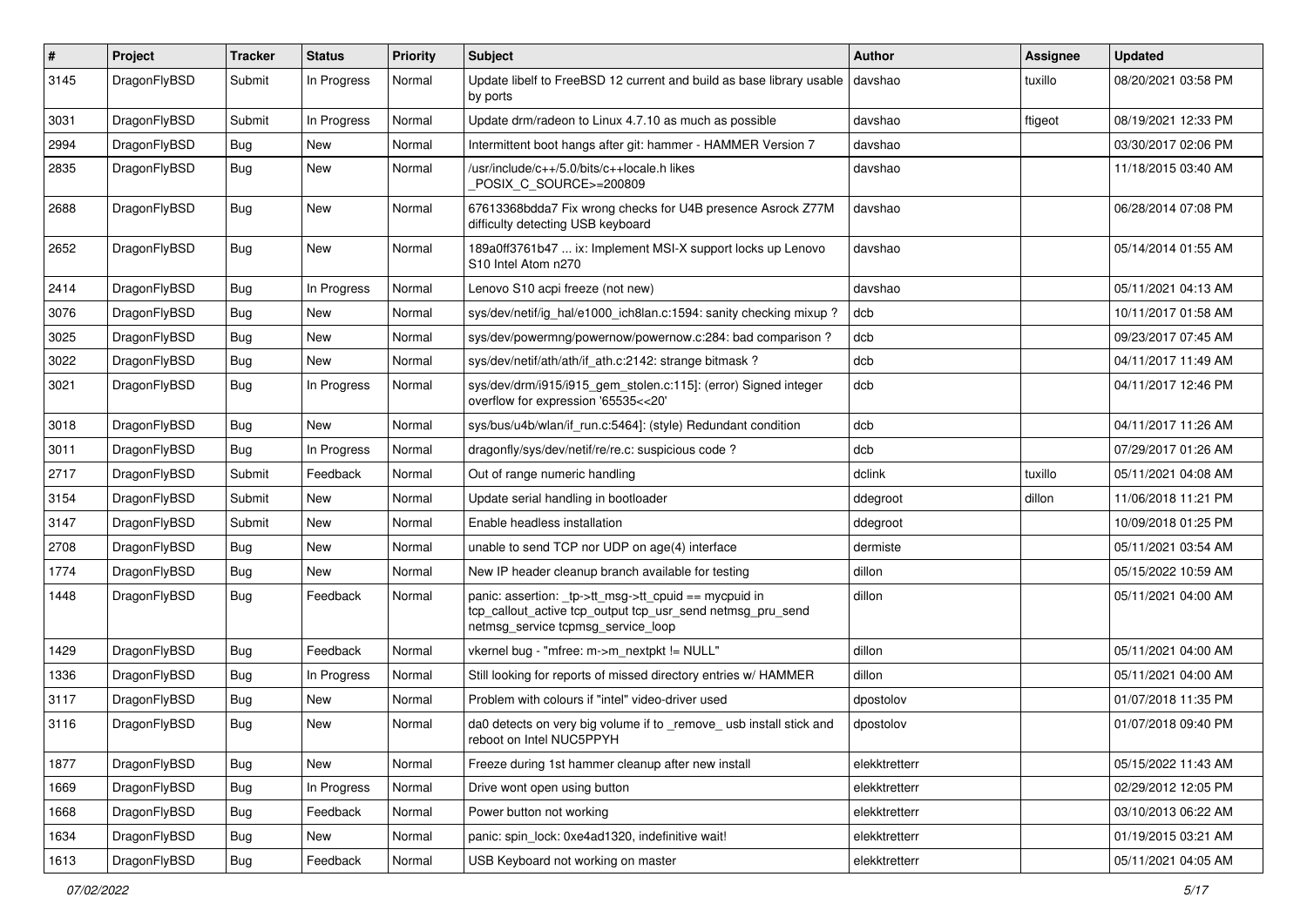| # | Project | Tracker | Status | Priority | Subject | Author | Assignee | Updated |
|---|---|---|---|---|---|---|---|---|
| 3145 | DragonFlyBSD | Submit | In Progress | Normal | Update libelf to FreeBSD 12 current and build as base library usable by ports | davshao | tuxillo | 08/20/2021 03:58 PM |
| 3031 | DragonFlyBSD | Submit | In Progress | Normal | Update drm/radeon to Linux 4.7.10 as much as possible | davshao | ftigeot | 08/19/2021 12:33 PM |
| 2994 | DragonFlyBSD | Bug | New | Normal | Intermittent boot hangs after git: hammer - HAMMER Version 7 | davshao | | 03/30/2017 02:06 PM |
| 2835 | DragonFlyBSD | Bug | New | Normal | /usr/include/c++/5.0/bits/c++locale.h likes _POSIX_C_SOURCE>=200809 | davshao | | 11/18/2015 03:40 AM |
| 2688 | DragonFlyBSD | Bug | New | Normal | 67613368bdda7 Fix wrong checks for U4B presence Asrock Z77M difficulty detecting USB keyboard | davshao | | 06/28/2014 07:08 PM |
| 2652 | DragonFlyBSD | Bug | New | Normal | 189a0ff3761b47 ... ix: Implement MSI-X support locks up Lenovo S10 Intel Atom n270 | davshao | | 05/14/2014 01:55 AM |
| 2414 | DragonFlyBSD | Bug | In Progress | Normal | Lenovo S10 acpi freeze (not new) | davshao | | 05/11/2021 04:13 AM |
| 3076 | DragonFlyBSD | Bug | New | Normal | sys/dev/netif/ig_hal/e1000_ich8lan.c:1594: sanity checking mixup ? | dcb | | 10/11/2017 01:58 AM |
| 3025 | DragonFlyBSD | Bug | New | Normal | sys/dev/powermng/powernow/powernow.c:284: bad comparison ? | dcb | | 09/23/2017 07:45 AM |
| 3022 | DragonFlyBSD | Bug | New | Normal | sys/dev/netif/ath/ath/if_ath.c:2142: strange bitmask ? | dcb | | 04/11/2017 11:49 AM |
| 3021 | DragonFlyBSD | Bug | In Progress | Normal | sys/dev/drm/i915/i915_gem_stolen.c:115]: (error) Signed integer overflow for expression '65535<<20' | dcb | | 04/11/2017 12:46 PM |
| 3018 | DragonFlyBSD | Bug | New | Normal | sys/bus/u4b/wlan/if_run.c:5464]: (style) Redundant condition | dcb | | 04/11/2017 11:26 AM |
| 3011 | DragonFlyBSD | Bug | In Progress | Normal | dragonfly/sys/dev/netif/re/re.c: suspicious code ? | dcb | | 07/29/2017 01:26 AM |
| 2717 | DragonFlyBSD | Submit | Feedback | Normal | Out of range numeric handling | dclink | tuxillo | 05/11/2021 04:08 AM |
| 3154 | DragonFlyBSD | Submit | New | Normal | Update serial handling in bootloader | ddegroot | dillon | 11/06/2018 11:21 PM |
| 3147 | DragonFlyBSD | Submit | New | Normal | Enable headless installation | ddegroot | | 10/09/2018 01:25 PM |
| 2708 | DragonFlyBSD | Bug | New | Normal | unable to send TCP nor UDP on age(4) interface | dermiste | | 05/11/2021 03:54 AM |
| 1774 | DragonFlyBSD | Bug | New | Normal | New IP header cleanup branch available for testing | dillon | | 05/15/2022 10:59 AM |
| 1448 | DragonFlyBSD | Bug | Feedback | Normal | panic: assertion: _tp->tt_msg->tt_cpuid == mycpuid in tcp_callout_active tcp_output tcp_usr_send netmsg_pru_send netmsg_service tcpmsg_service_loop | dillon | | 05/11/2021 04:00 AM |
| 1429 | DragonFlyBSD | Bug | Feedback | Normal | vkernel bug - "mfree: m->m_nextpkt != NULL" | dillon | | 05/11/2021 04:00 AM |
| 1336 | DragonFlyBSD | Bug | In Progress | Normal | Still looking for reports of missed directory entries w/ HAMMER | dillon | | 05/11/2021 04:00 AM |
| 3117 | DragonFlyBSD | Bug | New | Normal | Problem with colours if "intel" video-driver used | dpostolov | | 01/07/2018 11:35 PM |
| 3116 | DragonFlyBSD | Bug | New | Normal | da0 detects on very big volume if to _remove_ usb install stick and reboot on Intel NUC5PPYH | dpostolov | | 01/07/2018 09:40 PM |
| 1877 | DragonFlyBSD | Bug | New | Normal | Freeze during 1st hammer cleanup after new install | elekktretterr | | 05/15/2022 11:43 AM |
| 1669 | DragonFlyBSD | Bug | In Progress | Normal | Drive wont open using button | elekktretterr | | 02/29/2012 12:05 PM |
| 1668 | DragonFlyBSD | Bug | Feedback | Normal | Power button not working | elekktretterr | | 03/10/2013 06:22 AM |
| 1634 | DragonFlyBSD | Bug | New | Normal | panic: spin_lock: 0xe4ad1320, indefinitive wait! | elekktretterr | | 01/19/2015 03:21 AM |
| 1613 | DragonFlyBSD | Bug | Feedback | Normal | USB Keyboard not working on master | elekktretterr | | 05/11/2021 04:05 AM |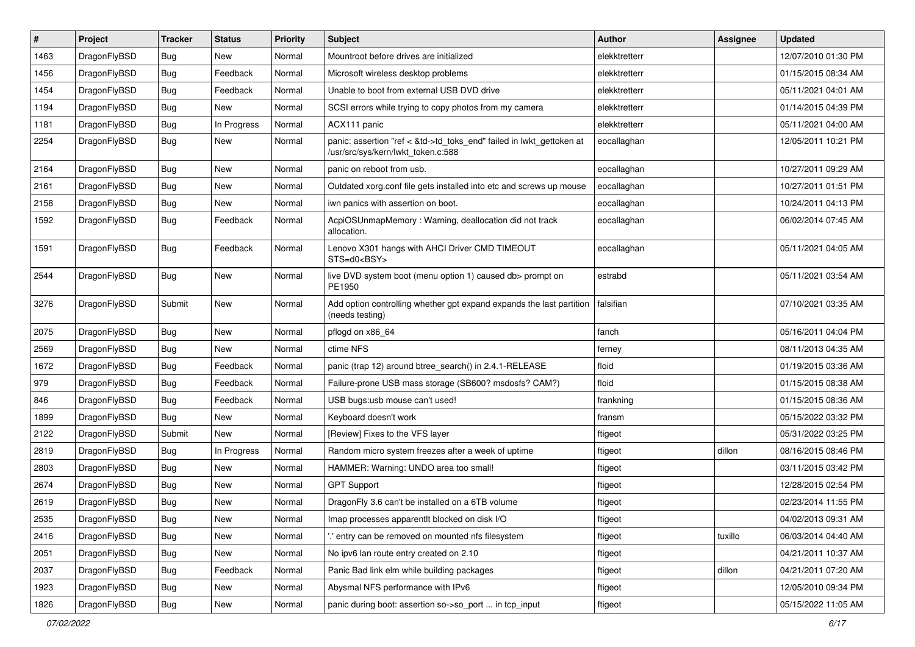| # | Project | Tracker | Status | Priority | Subject | Author | Assignee | Updated |
|---|---|---|---|---|---|---|---|---|
| 1463 | DragonFlyBSD | Bug | New | Normal | Mountroot before drives are initialized | elekktretterr | | 12/07/2010 01:30 PM |
| 1456 | DragonFlyBSD | Bug | Feedback | Normal | Microsoft wireless desktop problems | elekktretterr | | 01/15/2015 08:34 AM |
| 1454 | DragonFlyBSD | Bug | Feedback | Normal | Unable to boot from external USB DVD drive | elekktretterr | | 05/11/2021 04:01 AM |
| 1194 | DragonFlyBSD | Bug | New | Normal | SCSI errors while trying to copy photos from my camera | elekktretterr | | 01/14/2015 04:39 PM |
| 1181 | DragonFlyBSD | Bug | In Progress | Normal | ACX111 panic | elekktretterr | | 05/11/2021 04:00 AM |
| 2254 | DragonFlyBSD | Bug | New | Normal | panic: assertion "ref < &td->td_toks_end" failed in lwkt_gettoken at /usr/src/sys/kern/lwkt_token.c:588 | eocallaghan | | 12/05/2011 10:21 PM |
| 2164 | DragonFlyBSD | Bug | New | Normal | panic on reboot from usb. | eocallaghan | | 10/27/2011 09:29 AM |
| 2161 | DragonFlyBSD | Bug | New | Normal | Outdated xorg.conf file gets installed into etc and screws up mouse | eocallaghan | | 10/27/2011 01:51 PM |
| 2158 | DragonFlyBSD | Bug | New | Normal | iwn panics with assertion on boot. | eocallaghan | | 10/24/2011 04:13 PM |
| 1592 | DragonFlyBSD | Bug | Feedback | Normal | AcpiOSUnmapMemory : Warning, deallocation did not track allocation. | eocallaghan | | 06/02/2014 07:45 AM |
| 1591 | DragonFlyBSD | Bug | Feedback | Normal | Lenovo X301 hangs with AHCI Driver CMD TIMEOUT STS=d0<BSY> | eocallaghan | | 05/11/2021 04:05 AM |
| 2544 | DragonFlyBSD | Bug | New | Normal | live DVD system boot (menu option 1) caused db> prompt on PE1950 | estrabd | | 05/11/2021 03:54 AM |
| 3276 | DragonFlyBSD | Submit | New | Normal | Add option controlling whether gpt expand expands the last partition (needs testing) | falsifian | | 07/10/2021 03:35 AM |
| 2075 | DragonFlyBSD | Bug | New | Normal | pflogd on x86_64 | fanch | | 05/16/2011 04:04 PM |
| 2569 | DragonFlyBSD | Bug | New | Normal | ctime NFS | ferney | | 08/11/2013 04:35 AM |
| 1672 | DragonFlyBSD | Bug | Feedback | Normal | panic (trap 12) around btree_search() in 2.4.1-RELEASE | floid | | 01/19/2015 03:36 AM |
| 979 | DragonFlyBSD | Bug | Feedback | Normal | Failure-prone USB mass storage (SB600? msdosfs? CAM?) | floid | | 01/15/2015 08:38 AM |
| 846 | DragonFlyBSD | Bug | Feedback | Normal | USB bugs:usb mouse can't used! | frankning | | 01/15/2015 08:36 AM |
| 1899 | DragonFlyBSD | Bug | New | Normal | Keyboard doesn't work | fransm | | 05/15/2022 03:32 PM |
| 2122 | DragonFlyBSD | Submit | New | Normal | [Review] Fixes to the VFS layer | ftigeot | | 05/31/2022 03:25 PM |
| 2819 | DragonFlyBSD | Bug | In Progress | Normal | Random micro system freezes after a week of uptime | ftigeot | dillon | 08/16/2015 08:46 PM |
| 2803 | DragonFlyBSD | Bug | New | Normal | HAMMER: Warning: UNDO area too small! | ftigeot | | 03/11/2015 03:42 PM |
| 2674 | DragonFlyBSD | Bug | New | Normal | GPT Support | ftigeot | | 12/28/2015 02:54 PM |
| 2619 | DragonFlyBSD | Bug | New | Normal | DragonFly 3.6 can't be installed on a 6TB volume | ftigeot | | 02/23/2014 11:55 PM |
| 2535 | DragonFlyBSD | Bug | New | Normal | Imap processes apparentlt blocked on disk I/O | ftigeot | | 04/02/2013 09:31 AM |
| 2416 | DragonFlyBSD | Bug | New | Normal | '.' entry can be removed on mounted nfs filesystem | ftigeot | tuxillo | 06/03/2014 04:40 AM |
| 2051 | DragonFlyBSD | Bug | New | Normal | No ipv6 lan route entry created on 2.10 | ftigeot | | 04/21/2011 10:37 AM |
| 2037 | DragonFlyBSD | Bug | Feedback | Normal | Panic Bad link elm while building packages | ftigeot | dillon | 04/21/2011 07:20 AM |
| 1923 | DragonFlyBSD | Bug | New | Normal | Abysmal NFS performance with IPv6 | ftigeot | | 12/05/2010 09:34 PM |
| 1826 | DragonFlyBSD | Bug | New | Normal | panic during boot: assertion so->so_port ... in tcp_input | ftigeot | | 05/15/2022 11:05 AM |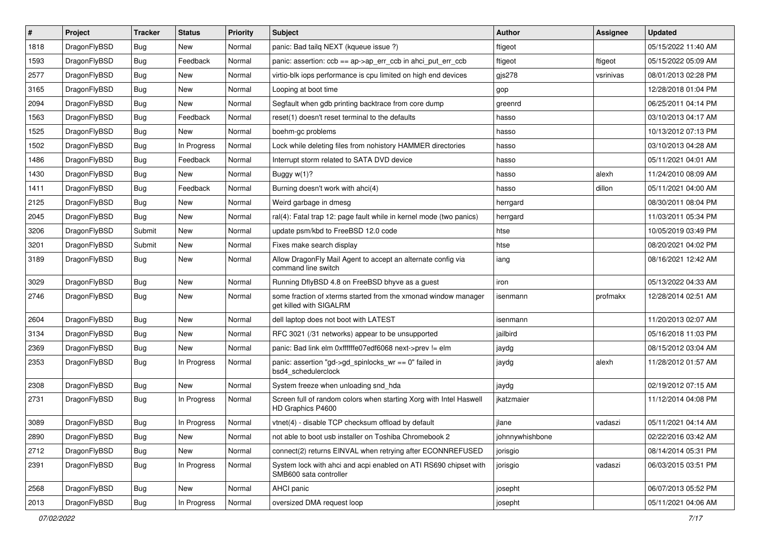| # | Project | Tracker | Status | Priority | Subject | Author | Assignee | Updated |
|---|---|---|---|---|---|---|---|---|
| 1818 | DragonFlyBSD | Bug | New | Normal | panic: Bad tailq NEXT (kqueue issue ?) | ftigeot | | 05/15/2022 11:40 AM |
| 1593 | DragonFlyBSD | Bug | Feedback | Normal | panic: assertion: ccb == ap->ap_err_ccb in ahci_put_err_ccb | ftigeot | ftigeot | 05/15/2022 05:09 AM |
| 2577 | DragonFlyBSD | Bug | New | Normal | virtio-blk iops performance is cpu limited on high end devices | gjs278 | vsrinivas | 08/01/2013 02:28 PM |
| 3165 | DragonFlyBSD | Bug | New | Normal | Looping at boot time | gop | | 12/28/2018 01:04 PM |
| 2094 | DragonFlyBSD | Bug | New | Normal | Segfault when gdb printing backtrace from core dump | greenrd | | 06/25/2011 04:14 PM |
| 1563 | DragonFlyBSD | Bug | Feedback | Normal | reset(1) doesn't reset terminal to the defaults | hasso | | 03/10/2013 04:17 AM |
| 1525 | DragonFlyBSD | Bug | New | Normal | boehm-gc problems | hasso | | 10/13/2012 07:13 PM |
| 1502 | DragonFlyBSD | Bug | In Progress | Normal | Lock while deleting files from nohistory HAMMER directories | hasso | | 03/10/2013 04:28 AM |
| 1486 | DragonFlyBSD | Bug | Feedback | Normal | Interrupt storm related to SATA DVD device | hasso | | 05/11/2021 04:01 AM |
| 1430 | DragonFlyBSD | Bug | New | Normal | Buggy w(1)? | hasso | alexh | 11/24/2010 08:09 AM |
| 1411 | DragonFlyBSD | Bug | Feedback | Normal | Burning doesn't work with ahci(4) | hasso | dillon | 05/11/2021 04:00 AM |
| 2125 | DragonFlyBSD | Bug | New | Normal | Weird garbage in dmesg | herrgard | | 08/30/2011 08:04 PM |
| 2045 | DragonFlyBSD | Bug | New | Normal | ral(4): Fatal trap 12: page fault while in kernel mode (two panics) | herrgard | | 11/03/2011 05:34 PM |
| 3206 | DragonFlyBSD | Submit | New | Normal | update psm/kbd to FreeBSD 12.0 code | htse | | 10/05/2019 03:49 PM |
| 3201 | DragonFlyBSD | Submit | New | Normal | Fixes make search display | htse | | 08/20/2021 04:02 PM |
| 3189 | DragonFlyBSD | Bug | New | Normal | Allow DragonFly Mail Agent to accept an alternate config via command line switch | iang | | 08/16/2021 12:42 AM |
| 3029 | DragonFlyBSD | Bug | New | Normal | Running DflyBSD 4.8 on FreeBSD bhyve as a guest | iron | | 05/13/2022 04:33 AM |
| 2746 | DragonFlyBSD | Bug | New | Normal | some fraction of xterms started from the xmonad window manager get killed with SIGALRM | isenmann | profmakx | 12/28/2014 02:51 AM |
| 2604 | DragonFlyBSD | Bug | New | Normal | dell laptop does not boot with LATEST | isenmann | | 11/20/2013 02:07 AM |
| 3134 | DragonFlyBSD | Bug | New | Normal | RFC 3021 (/31 networks) appear to be unsupported | jailbird | | 05/16/2018 11:03 PM |
| 2369 | DragonFlyBSD | Bug | New | Normal | panic: Bad link elm 0xffffffe07edf6068 next->prev != elm | jaydg | | 08/15/2012 03:04 AM |
| 2353 | DragonFlyBSD | Bug | In Progress | Normal | panic: assertion "gd->gd_spinlocks_wr == 0" failed in bsd4_schedulerclock | jaydg | alexh | 11/28/2012 01:57 AM |
| 2308 | DragonFlyBSD | Bug | New | Normal | System freeze when unloading snd_hda | jaydg | | 02/19/2012 07:15 AM |
| 2731 | DragonFlyBSD | Bug | In Progress | Normal | Screen full of random colors when starting Xorg with Intel Haswell HD Graphics P4600 | jkatzmaier | | 11/12/2014 04:08 PM |
| 3089 | DragonFlyBSD | Bug | In Progress | Normal | vtnet(4) - disable TCP checksum offload by default | jlane | vadaszi | 05/11/2021 04:14 AM |
| 2890 | DragonFlyBSD | Bug | New | Normal | not able to boot usb installer on Toshiba Chromebook 2 | johnnywhishbone | | 02/22/2016 03:42 AM |
| 2712 | DragonFlyBSD | Bug | New | Normal | connect(2) returns EINVAL when retrying after ECONNREFUSED | jorisgio | | 08/14/2014 05:31 PM |
| 2391 | DragonFlyBSD | Bug | In Progress | Normal | System lock with ahci and acpi enabled on ATI RS690 chipset with SMB600 sata controller | jorisgio | vadaszi | 06/03/2015 03:51 PM |
| 2568 | DragonFlyBSD | Bug | New | Normal | AHCI panic | josepht | | 06/07/2013 05:52 PM |
| 2013 | DragonFlyBSD | Bug | In Progress | Normal | oversized DMA request loop | josepht | | 05/11/2021 04:06 AM |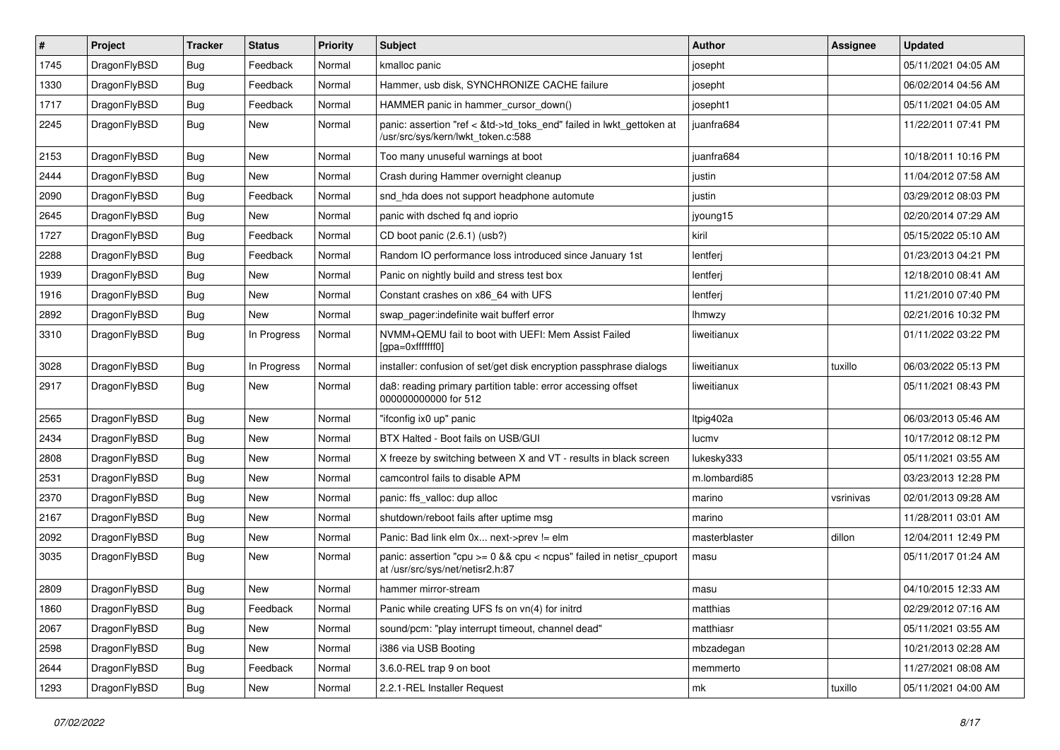| # | Project | Tracker | Status | Priority | Subject | Author | Assignee | Updated |
|---|---|---|---|---|---|---|---|---|
| 1745 | DragonFlyBSD | Bug | Feedback | Normal | kmalloc panic | josepht | | 05/11/2021 04:05 AM |
| 1330 | DragonFlyBSD | Bug | Feedback | Normal | Hammer, usb disk, SYNCHRONIZE CACHE failure | josepht | | 06/02/2014 04:56 AM |
| 1717 | DragonFlyBSD | Bug | Feedback | Normal | HAMMER panic in hammer_cursor_down() | josepht1 | | 05/11/2021 04:05 AM |
| 2245 | DragonFlyBSD | Bug | New | Normal | panic: assertion "ref < &td->td_toks_end" failed in lwkt_gettoken at /usr/src/sys/kern/lwkt_token.c:588 | juanfra684 | | 11/22/2011 07:41 PM |
| 2153 | DragonFlyBSD | Bug | New | Normal | Too many unuseful warnings at boot | juanfra684 | | 10/18/2011 10:16 PM |
| 2444 | DragonFlyBSD | Bug | New | Normal | Crash during Hammer overnight cleanup | justin | | 11/04/2012 07:58 AM |
| 2090 | DragonFlyBSD | Bug | Feedback | Normal | snd_hda does not support headphone automute | justin | | 03/29/2012 08:03 PM |
| 2645 | DragonFlyBSD | Bug | New | Normal | panic with dsched fq and ioprio | jyoung15 | | 02/20/2014 07:29 AM |
| 1727 | DragonFlyBSD | Bug | Feedback | Normal | CD boot panic (2.6.1) (usb?) | kiril | | 05/15/2022 05:10 AM |
| 2288 | DragonFlyBSD | Bug | Feedback | Normal | Random IO performance loss introduced since January 1st | lentferj | | 01/23/2013 04:21 PM |
| 1939 | DragonFlyBSD | Bug | New | Normal | Panic on nightly build and stress test box | lentferj | | 12/18/2010 08:41 AM |
| 1916 | DragonFlyBSD | Bug | New | Normal | Constant crashes on x86_64 with UFS | lentferj | | 11/21/2010 07:40 PM |
| 2892 | DragonFlyBSD | Bug | New | Normal | swap_pager:indefinite wait bufferf error | lhmwzy | | 02/21/2016 10:32 PM |
| 3310 | DragonFlyBSD | Bug | In Progress | Normal | NVMM+QEMU fail to boot with UEFI: Mem Assist Failed [gpa=0xfffffff0] | liweitianux | | 01/11/2022 03:22 PM |
| 3028 | DragonFlyBSD | Bug | In Progress | Normal | installer: confusion of set/get disk encryption passphrase dialogs | liweitianux | tuxillo | 06/03/2022 05:13 PM |
| 2917 | DragonFlyBSD | Bug | New | Normal | da8: reading primary partition table: error accessing offset 000000000000 for 512 | liweitianux | | 05/11/2021 08:43 PM |
| 2565 | DragonFlyBSD | Bug | New | Normal | "ifconfig ix0 up" panic | ltpig402a | | 06/03/2013 05:46 AM |
| 2434 | DragonFlyBSD | Bug | New | Normal | BTX Halted - Boot fails on USB/GUI | lucmv | | 10/17/2012 08:12 PM |
| 2808 | DragonFlyBSD | Bug | New | Normal | X freeze by switching between X and VT - results in black screen | lukesky333 | | 05/11/2021 03:55 AM |
| 2531 | DragonFlyBSD | Bug | New | Normal | camcontrol fails to disable APM | m.lombardi85 | | 03/23/2013 12:28 PM |
| 2370 | DragonFlyBSD | Bug | New | Normal | panic: ffs_valloc: dup alloc | marino | vsrinivas | 02/01/2013 09:28 AM |
| 2167 | DragonFlyBSD | Bug | New | Normal | shutdown/reboot fails after uptime msg | marino | | 11/28/2011 03:01 AM |
| 2092 | DragonFlyBSD | Bug | New | Normal | Panic: Bad link elm 0x... next->prev != elm | masterblaster | dillon | 12/04/2011 12:49 PM |
| 3035 | DragonFlyBSD | Bug | New | Normal | panic: assertion "cpu >= 0 && cpu < ncpus" failed in netisr_cpuport at /usr/src/sys/net/netisr2.h:87 | masu | | 05/11/2017 01:24 AM |
| 2809 | DragonFlyBSD | Bug | New | Normal | hammer mirror-stream | masu | | 04/10/2015 12:33 AM |
| 1860 | DragonFlyBSD | Bug | Feedback | Normal | Panic while creating UFS fs on vn(4) for initrd | matthias | | 02/29/2012 07:16 AM |
| 2067 | DragonFlyBSD | Bug | New | Normal | sound/pcm: "play interrupt timeout, channel dead" | matthiasr | | 05/11/2021 03:55 AM |
| 2598 | DragonFlyBSD | Bug | New | Normal | i386 via USB Booting | mbzadegan | | 10/21/2013 02:28 AM |
| 2644 | DragonFlyBSD | Bug | Feedback | Normal | 3.6.0-REL trap 9 on boot | memmerto | | 11/27/2021 08:08 AM |
| 1293 | DragonFlyBSD | Bug | New | Normal | 2.2.1-REL Installer Request | mk | tuxillo | 05/11/2021 04:00 AM |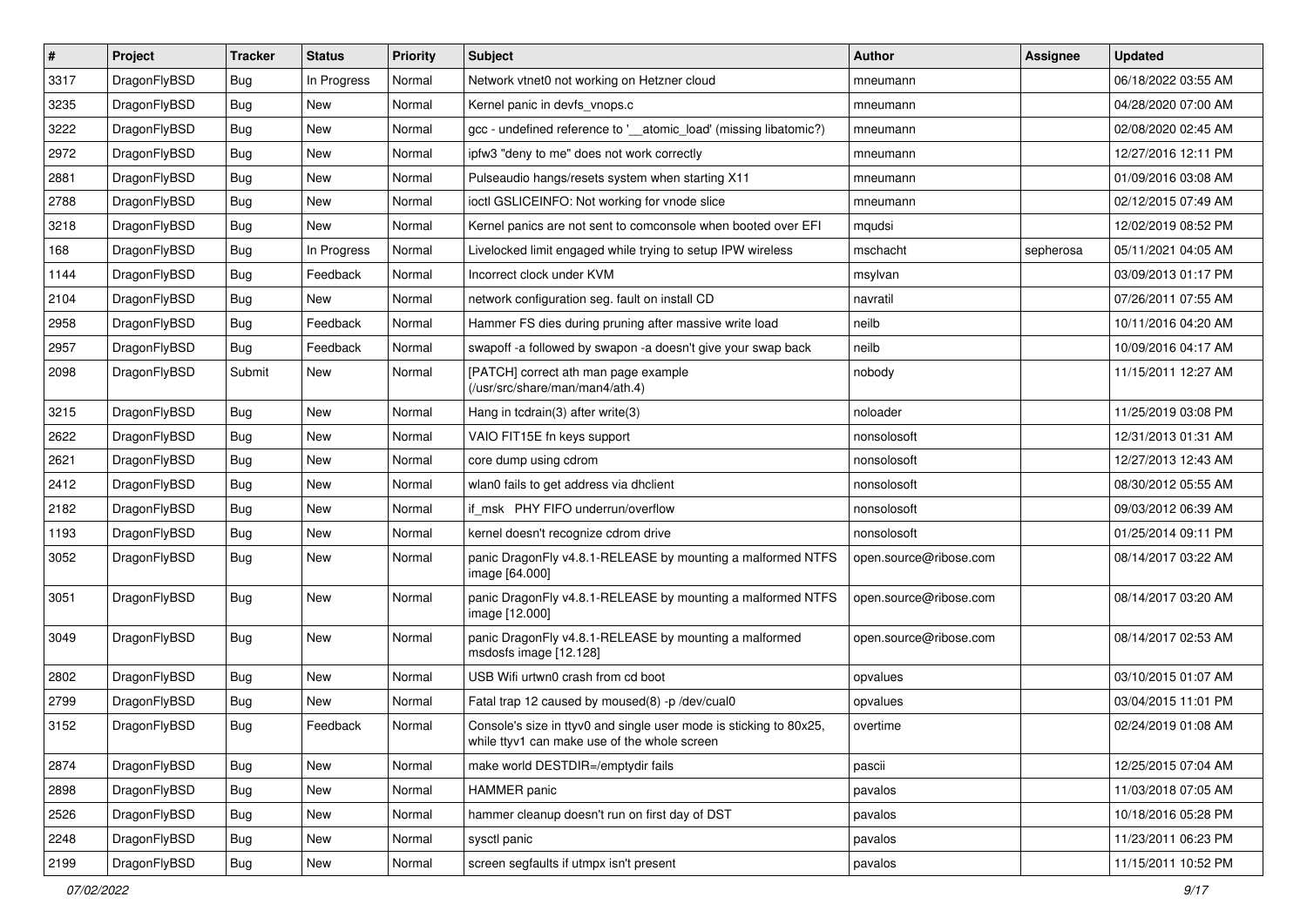| # | Project | Tracker | Status | Priority | Subject | Author | Assignee | Updated |
|---|---|---|---|---|---|---|---|---|
| 3317 | DragonFlyBSD | Bug | In Progress | Normal | Network vtnet0 not working on Hetzner cloud | mneumann | | 06/18/2022 03:55 AM |
| 3235 | DragonFlyBSD | Bug | New | Normal | Kernel panic in devfs_vnops.c | mneumann | | 04/28/2020 07:00 AM |
| 3222 | DragonFlyBSD | Bug | New | Normal | gcc - undefined reference to '__atomic_load' (missing libatomic?) | mneumann | | 02/08/2020 02:45 AM |
| 2972 | DragonFlyBSD | Bug | New | Normal | ipfw3 "deny to me" does not work correctly | mneumann | | 12/27/2016 12:11 PM |
| 2881 | DragonFlyBSD | Bug | New | Normal | Pulseaudio hangs/resets system when starting X11 | mneumann | | 01/09/2016 03:08 AM |
| 2788 | DragonFlyBSD | Bug | New | Normal | ioctl GSLICEINFO: Not working for vnode slice | mneumann | | 02/12/2015 07:49 AM |
| 3218 | DragonFlyBSD | Bug | New | Normal | Kernel panics are not sent to comconsole when booted over EFI | mqudsi | | 12/02/2019 08:52 PM |
| 168 | DragonFlyBSD | Bug | In Progress | Normal | Livelocked limit engaged while trying to setup IPW wireless | mschacht | sepherosa | 05/11/2021 04:05 AM |
| 1144 | DragonFlyBSD | Bug | Feedback | Normal | Incorrect clock under KVM | msylvan | | 03/09/2013 01:17 PM |
| 2104 | DragonFlyBSD | Bug | New | Normal | network configuration seg. fault on install CD | navratil | | 07/26/2011 07:55 AM |
| 2958 | DragonFlyBSD | Bug | Feedback | Normal | Hammer FS dies during pruning after massive write load | neilb | | 10/11/2016 04:20 AM |
| 2957 | DragonFlyBSD | Bug | Feedback | Normal | swapoff -a followed by swapon -a doesn't give your swap back | neilb | | 10/09/2016 04:17 AM |
| 2098 | DragonFlyBSD | Submit | New | Normal | [PATCH] correct ath man page example (/usr/src/share/man/man4/ath.4) | nobody | | 11/15/2011 12:27 AM |
| 3215 | DragonFlyBSD | Bug | New | Normal | Hang in tcdrain(3) after write(3) | noloader | | 11/25/2019 03:08 PM |
| 2622 | DragonFlyBSD | Bug | New | Normal | VAIO FIT15E fn keys support | nonsolosoft | | 12/31/2013 01:31 AM |
| 2621 | DragonFlyBSD | Bug | New | Normal | core dump using cdrom | nonsolosoft | | 12/27/2013 12:43 AM |
| 2412 | DragonFlyBSD | Bug | New | Normal | wlan0 fails to get address via dhclient | nonsolosoft | | 08/30/2012 05:55 AM |
| 2182 | DragonFlyBSD | Bug | New | Normal | if_msk PHY FIFO underrun/overflow | nonsolosoft | | 09/03/2012 06:39 AM |
| 1193 | DragonFlyBSD | Bug | New | Normal | kernel doesn't recognize cdrom drive | nonsolosoft | | 01/25/2014 09:11 PM |
| 3052 | DragonFlyBSD | Bug | New | Normal | panic DragonFly v4.8.1-RELEASE by mounting a malformed NTFS image [64.000] | open.source@ribose.com | | 08/14/2017 03:22 AM |
| 3051 | DragonFlyBSD | Bug | New | Normal | panic DragonFly v4.8.1-RELEASE by mounting a malformed NTFS image [12.000] | open.source@ribose.com | | 08/14/2017 03:20 AM |
| 3049 | DragonFlyBSD | Bug | New | Normal | panic DragonFly v4.8.1-RELEASE by mounting a malformed msdosfs image [12.128] | open.source@ribose.com | | 08/14/2017 02:53 AM |
| 2802 | DragonFlyBSD | Bug | New | Normal | USB Wifi urtwn0 crash from cd boot | opvalues | | 03/10/2015 01:07 AM |
| 2799 | DragonFlyBSD | Bug | New | Normal | Fatal trap 12 caused by moused(8) -p /dev/cual0 | opvalues | | 03/04/2015 11:01 PM |
| 3152 | DragonFlyBSD | Bug | Feedback | Normal | Console's size in ttyv0 and single user mode is sticking to 80x25, while ttyv1 can make use of the whole screen | overtime | | 02/24/2019 01:08 AM |
| 2874 | DragonFlyBSD | Bug | New | Normal | make world DESTDIR=/emptydir fails | pascii | | 12/25/2015 07:04 AM |
| 2898 | DragonFlyBSD | Bug | New | Normal | HAMMER panic | pavalos | | 11/03/2018 07:05 AM |
| 2526 | DragonFlyBSD | Bug | New | Normal | hammer cleanup doesn't run on first day of DST | pavalos | | 10/18/2016 05:28 PM |
| 2248 | DragonFlyBSD | Bug | New | Normal | sysctl panic | pavalos | | 11/23/2011 06:23 PM |
| 2199 | DragonFlyBSD | Bug | New | Normal | screen segfaults if utmpx isn't present | pavalos | | 11/15/2011 10:52 PM |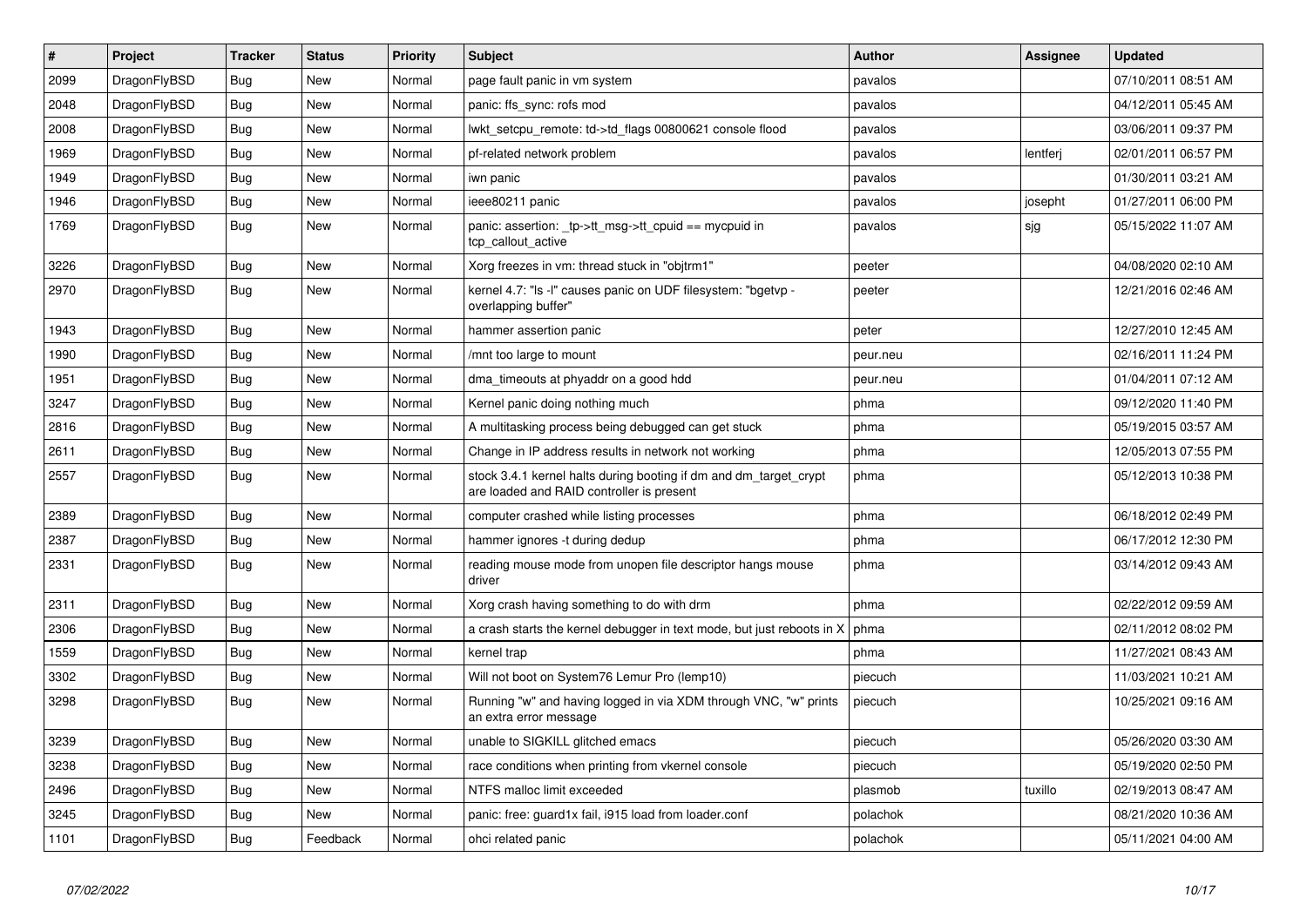| # | Project | Tracker | Status | Priority | Subject | Author | Assignee | Updated |
| --- | --- | --- | --- | --- | --- | --- | --- | --- |
| 2099 | DragonFlyBSD | Bug | New | Normal | page fault panic in vm system | pavalos | | 07/10/2011 08:51 AM |
| 2048 | DragonFlyBSD | Bug | New | Normal | panic: ffs_sync: rofs mod | pavalos | | 04/12/2011 05:45 AM |
| 2008 | DragonFlyBSD | Bug | New | Normal | lwkt_setcpu_remote: td->td_flags 00800621 console flood | pavalos | | 03/06/2011 09:37 PM |
| 1969 | DragonFlyBSD | Bug | New | Normal | pf-related network problem | pavalos | lentferj | 02/01/2011 06:57 PM |
| 1949 | DragonFlyBSD | Bug | New | Normal | iwn panic | pavalos | | 01/30/2011 03:21 AM |
| 1946 | DragonFlyBSD | Bug | New | Normal | ieee80211 panic | pavalos | josepht | 01/27/2011 06:00 PM |
| 1769 | DragonFlyBSD | Bug | New | Normal | panic: assertion: _tp->tt_msg->tt_cpuid == mycpuid in tcp_callout_active | pavalos | sjg | 05/15/2022 11:07 AM |
| 3226 | DragonFlyBSD | Bug | New | Normal | Xorg freezes in vm: thread stuck in "objtrm1" | peeter | | 04/08/2020 02:10 AM |
| 2970 | DragonFlyBSD | Bug | New | Normal | kernel 4.7: "ls -l" causes panic on UDF filesystem: "bgetvp - overlapping buffer" | peeter | | 12/21/2016 02:46 AM |
| 1943 | DragonFlyBSD | Bug | New | Normal | hammer assertion panic | peter | | 12/27/2010 12:45 AM |
| 1990 | DragonFlyBSD | Bug | New | Normal | /mnt too large to mount | peur.neu | | 02/16/2011 11:24 PM |
| 1951 | DragonFlyBSD | Bug | New | Normal | dma_timeouts at phyaddr on a good hdd | peur.neu | | 01/04/2011 07:12 AM |
| 3247 | DragonFlyBSD | Bug | New | Normal | Kernel panic doing nothing much | phma | | 09/12/2020 11:40 PM |
| 2816 | DragonFlyBSD | Bug | New | Normal | A multitasking process being debugged can get stuck | phma | | 05/19/2015 03:57 AM |
| 2611 | DragonFlyBSD | Bug | New | Normal | Change in IP address results in network not working | phma | | 12/05/2013 07:55 PM |
| 2557 | DragonFlyBSD | Bug | New | Normal | stock 3.4.1 kernel halts during booting if dm and dm_target_crypt are loaded and RAID controller is present | phma | | 05/12/2013 10:38 PM |
| 2389 | DragonFlyBSD | Bug | New | Normal | computer crashed while listing processes | phma | | 06/18/2012 02:49 PM |
| 2387 | DragonFlyBSD | Bug | New | Normal | hammer ignores -t during dedup | phma | | 06/17/2012 12:30 PM |
| 2331 | DragonFlyBSD | Bug | New | Normal | reading mouse mode from unopen file descriptor hangs mouse driver | phma | | 03/14/2012 09:43 AM |
| 2311 | DragonFlyBSD | Bug | New | Normal | Xorg crash having something to do with drm | phma | | 02/22/2012 09:59 AM |
| 2306 | DragonFlyBSD | Bug | New | Normal | a crash starts the kernel debugger in text mode, but just reboots in X | phma | | 02/11/2012 08:02 PM |
| 1559 | DragonFlyBSD | Bug | New | Normal | kernel trap | phma | | 11/27/2021 08:43 AM |
| 3302 | DragonFlyBSD | Bug | New | Normal | Will not boot on System76 Lemur Pro (lemp10) | piecuch | | 11/03/2021 10:21 AM |
| 3298 | DragonFlyBSD | Bug | New | Normal | Running "w" and having logged in via XDM through VNC, "w" prints an extra error message | piecuch | | 10/25/2021 09:16 AM |
| 3239 | DragonFlyBSD | Bug | New | Normal | unable to SIGKILL glitched emacs | piecuch | | 05/26/2020 03:30 AM |
| 3238 | DragonFlyBSD | Bug | New | Normal | race conditions when printing from vkernel console | piecuch | | 05/19/2020 02:50 PM |
| 2496 | DragonFlyBSD | Bug | New | Normal | NTFS malloc limit exceeded | plasmob | tuxillo | 02/19/2013 08:47 AM |
| 3245 | DragonFlyBSD | Bug | New | Normal | panic: free: guard1x fail, i915 load from loader.conf | polachok | | 08/21/2020 10:36 AM |
| 1101 | DragonFlyBSD | Bug | Feedback | Normal | ohci related panic | polachok | | 05/11/2021 04:00 AM |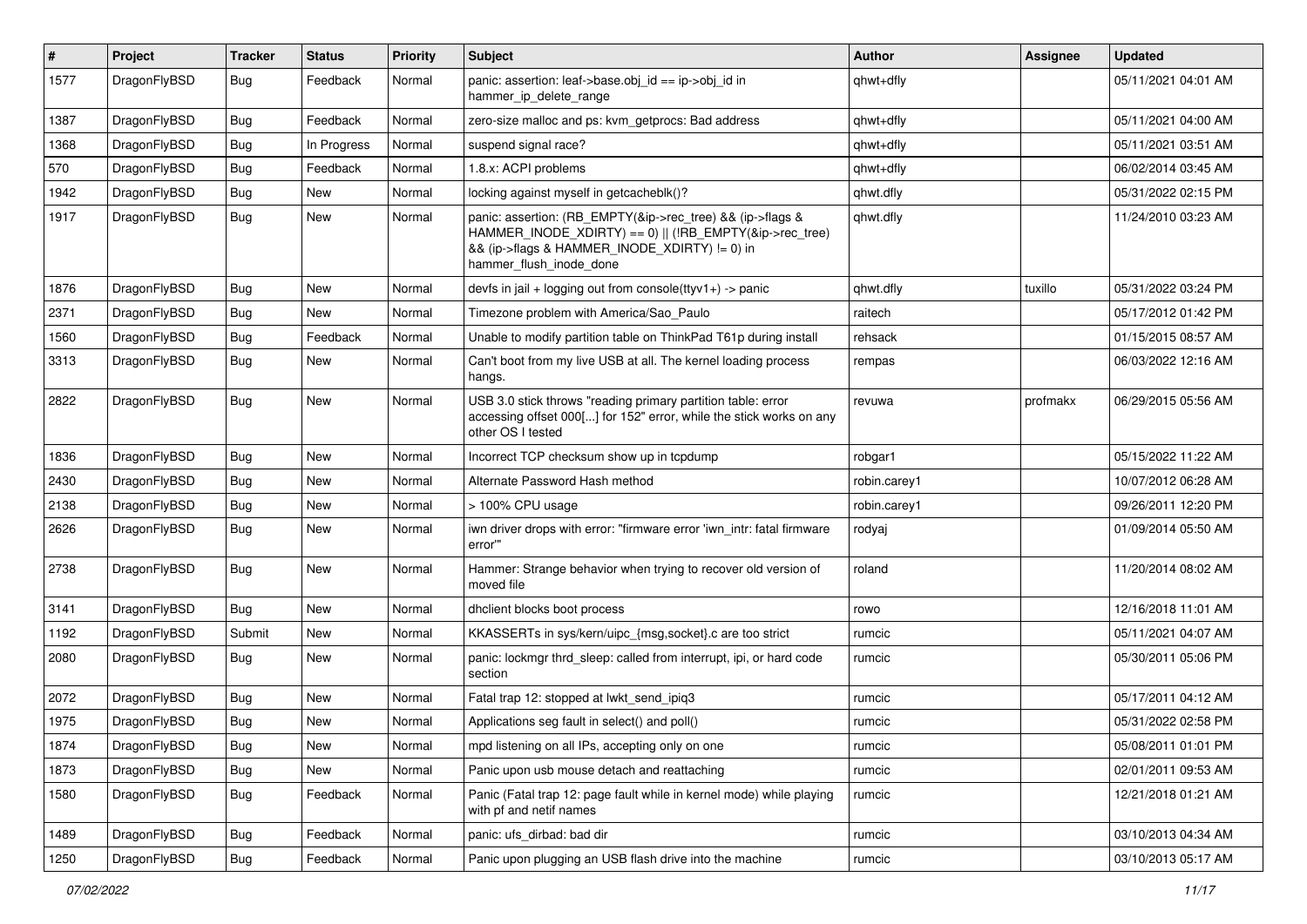| # | Project | Tracker | Status | Priority | Subject | Author | Assignee | Updated |
|---|---|---|---|---|---|---|---|---|
| 1577 | DragonFlyBSD | Bug | Feedback | Normal | panic: assertion: leaf->base.obj_id == ip->obj_id in hammer_ip_delete_range | qhwt+dfly | | 05/11/2021 04:01 AM |
| 1387 | DragonFlyBSD | Bug | Feedback | Normal | zero-size malloc and ps: kvm_getprocs: Bad address | qhwt+dfly | | 05/11/2021 04:00 AM |
| 1368 | DragonFlyBSD | Bug | In Progress | Normal | suspend signal race? | qhwt+dfly | | 05/11/2021 03:51 AM |
| 570 | DragonFlyBSD | Bug | Feedback | Normal | 1.8.x: ACPI problems | qhwt+dfly | | 06/02/2014 03:45 AM |
| 1942 | DragonFlyBSD | Bug | New | Normal | locking against myself in getcacheblk()? | qhwt.dfly | | 05/31/2022 02:15 PM |
| 1917 | DragonFlyBSD | Bug | New | Normal | panic: assertion: (RB_EMPTY(&ip->rec_tree) && (ip->flags & HAMMER_INODE_XDIRTY) == 0) \|\| (!RB_EMPTY(&ip->rec_tree) && (ip->flags & HAMMER_INODE_XDIRTY) != 0) in hammer_flush_inode_done | qhwt.dfly | | 11/24/2010 03:23 AM |
| 1876 | DragonFlyBSD | Bug | New | Normal | devfs in jail + logging out from console(ttyv1+) -> panic | qhwt.dfly | tuxillo | 05/31/2022 03:24 PM |
| 2371 | DragonFlyBSD | Bug | New | Normal | Timezone problem with America/Sao_Paulo | raitech | | 05/17/2012 01:42 PM |
| 1560 | DragonFlyBSD | Bug | Feedback | Normal | Unable to modify partition table on ThinkPad T61p during install | rehsack | | 01/15/2015 08:57 AM |
| 3313 | DragonFlyBSD | Bug | New | Normal | Can't boot from my live USB at all. The kernel loading process hangs. | rempas | | 06/03/2022 12:16 AM |
| 2822 | DragonFlyBSD | Bug | New | Normal | USB 3.0 stick throws "reading primary partition table: error accessing offset 000[...] for 152" error, while the stick works on any other OS I tested | revuwa | profmakx | 06/29/2015 05:56 AM |
| 1836 | DragonFlyBSD | Bug | New | Normal | Incorrect TCP checksum show up in tcpdump | robgar1 | | 05/15/2022 11:22 AM |
| 2430 | DragonFlyBSD | Bug | New | Normal | Alternate Password Hash method | robin.carey1 | | 10/07/2012 06:28 AM |
| 2138 | DragonFlyBSD | Bug | New | Normal | > 100% CPU usage | robin.carey1 | | 09/26/2011 12:20 PM |
| 2626 | DragonFlyBSD | Bug | New | Normal | iwn driver drops with error: "firmware error 'iwn_intr: fatal firmware error'" | rodyaj | | 01/09/2014 05:50 AM |
| 2738 | DragonFlyBSD | Bug | New | Normal | Hammer: Strange behavior when trying to recover old version of moved file | roland | | 11/20/2014 08:02 AM |
| 3141 | DragonFlyBSD | Bug | New | Normal | dhclient blocks boot process | rowo | | 12/16/2018 11:01 AM |
| 1192 | DragonFlyBSD | Submit | New | Normal | KKASSERTs in sys/kern/uipc_{msg,socket}.c are too strict | rumcic | | 05/11/2021 04:07 AM |
| 2080 | DragonFlyBSD | Bug | New | Normal | panic: lockmgr thrd_sleep: called from interrupt, ipi, or hard code section | rumcic | | 05/30/2011 05:06 PM |
| 2072 | DragonFlyBSD | Bug | New | Normal | Fatal trap 12: stopped at lwkt_send_ipiq3 | rumcic | | 05/17/2011 04:12 AM |
| 1975 | DragonFlyBSD | Bug | New | Normal | Applications seg fault in select() and poll() | rumcic | | 05/31/2022 02:58 PM |
| 1874 | DragonFlyBSD | Bug | New | Normal | mpd listening on all IPs, accepting only on one | rumcic | | 05/08/2011 01:01 PM |
| 1873 | DragonFlyBSD | Bug | New | Normal | Panic upon usb mouse detach and reattaching | rumcic | | 02/01/2011 09:53 AM |
| 1580 | DragonFlyBSD | Bug | Feedback | Normal | Panic (Fatal trap 12: page fault while in kernel mode) while playing with pf and netif names | rumcic | | 12/21/2018 01:21 AM |
| 1489 | DragonFlyBSD | Bug | Feedback | Normal | panic: ufs_dirbad: bad dir | rumcic | | 03/10/2013 04:34 AM |
| 1250 | DragonFlyBSD | Bug | Feedback | Normal | Panic upon plugging an USB flash drive into the machine | rumcic | | 03/10/2013 05:17 AM |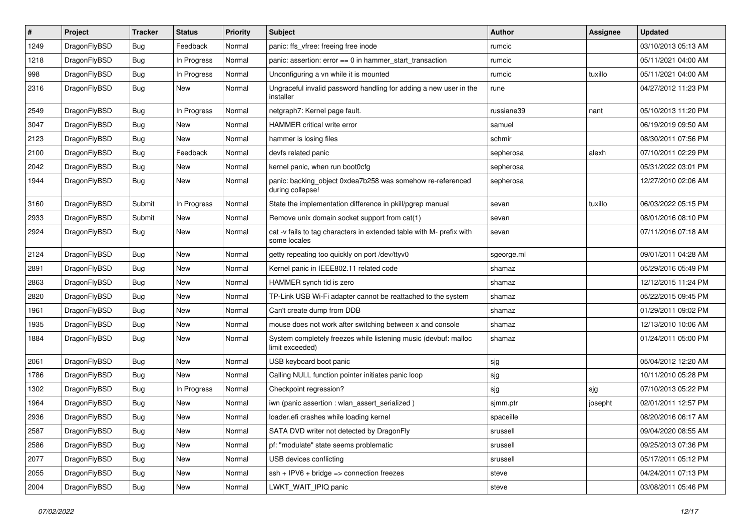| # | Project | Tracker | Status | Priority | Subject | Author | Assignee | Updated |
|---|---|---|---|---|---|---|---|---|
| 1249 | DragonFlyBSD | Bug | Feedback | Normal | panic: ffs_vfree: freeing free inode | rumcic | | 03/10/2013 05:13 AM |
| 1218 | DragonFlyBSD | Bug | In Progress | Normal | panic: assertion: error == 0 in hammer_start_transaction | rumcic | | 05/11/2021 04:00 AM |
| 998 | DragonFlyBSD | Bug | In Progress | Normal | Unconfiguring a vn while it is mounted | rumcic | tuxillo | 05/11/2021 04:00 AM |
| 2316 | DragonFlyBSD | Bug | New | Normal | Ungraceful invalid password handling for adding a new user in the installer | rune | | 04/27/2012 11:23 PM |
| 2549 | DragonFlyBSD | Bug | In Progress | Normal | netgraph7: Kernel page fault. | russiane39 | nant | 05/10/2013 11:20 PM |
| 3047 | DragonFlyBSD | Bug | New | Normal | HAMMER critical write error | samuel | | 06/19/2019 09:50 AM |
| 2123 | DragonFlyBSD | Bug | New | Normal | hammer is losing files | schmir | | 08/30/2011 07:56 PM |
| 2100 | DragonFlyBSD | Bug | Feedback | Normal | devfs related panic | sepherosa | alexh | 07/10/2011 02:29 PM |
| 2042 | DragonFlyBSD | Bug | New | Normal | kernel panic, when run boot0cfg | sepherosa | | 05/31/2022 03:01 PM |
| 1944 | DragonFlyBSD | Bug | New | Normal | panic: backing_object 0xdea7b258 was somehow re-referenced during collapse! | sepherosa | | 12/27/2010 02:06 AM |
| 3160 | DragonFlyBSD | Submit | In Progress | Normal | State the implementation difference in pkill/pgrep manual | sevan | tuxillo | 06/03/2022 05:15 PM |
| 2933 | DragonFlyBSD | Submit | New | Normal | Remove unix domain socket support from cat(1) | sevan | | 08/01/2016 08:10 PM |
| 2924 | DragonFlyBSD | Bug | New | Normal | cat -v fails to tag characters in extended table with M- prefix with some locales | sevan | | 07/11/2016 07:18 AM |
| 2124 | DragonFlyBSD | Bug | New | Normal | getty repeating too quickly on port /dev/ttyv0 | sgeorge.ml | | 09/01/2011 04:28 AM |
| 2891 | DragonFlyBSD | Bug | New | Normal | Kernel panic in IEEE802.11 related code | shamaz | | 05/29/2016 05:49 PM |
| 2863 | DragonFlyBSD | Bug | New | Normal | HAMMER synch tid is zero | shamaz | | 12/12/2015 11:24 PM |
| 2820 | DragonFlyBSD | Bug | New | Normal | TP-Link USB Wi-Fi adapter cannot be reattached to the system | shamaz | | 05/22/2015 09:45 PM |
| 1961 | DragonFlyBSD | Bug | New | Normal | Can't create dump from DDB | shamaz | | 01/29/2011 09:02 PM |
| 1935 | DragonFlyBSD | Bug | New | Normal | mouse does not work after switching between x and console | shamaz | | 12/13/2010 10:06 AM |
| 1884 | DragonFlyBSD | Bug | New | Normal | System completely freezes while listening music (devbuf: malloc limit exceeded) | shamaz | | 01/24/2011 05:00 PM |
| 2061 | DragonFlyBSD | Bug | New | Normal | USB keyboard boot panic | sjg | | 05/04/2012 12:20 AM |
| 1786 | DragonFlyBSD | Bug | New | Normal | Calling NULL function pointer initiates panic loop | sjg | | 10/11/2010 05:28 PM |
| 1302 | DragonFlyBSD | Bug | In Progress | Normal | Checkpoint regression? | sjg | sjg | 07/10/2013 05:22 PM |
| 1964 | DragonFlyBSD | Bug | New | Normal | iwn (panic assertion : wlan_assert_serialized ) | sjmm.ptr | josepht | 02/01/2011 12:57 PM |
| 2936 | DragonFlyBSD | Bug | New | Normal | loader.efi crashes while loading kernel | spaceille | | 08/20/2016 06:17 AM |
| 2587 | DragonFlyBSD | Bug | New | Normal | SATA DVD writer not detected by DragonFly | srussell | | 09/04/2020 08:55 AM |
| 2586 | DragonFlyBSD | Bug | New | Normal | pf: "modulate" state seems problematic | srussell | | 09/25/2013 07:36 PM |
| 2077 | DragonFlyBSD | Bug | New | Normal | USB devices conflicting | srussell | | 05/17/2011 05:12 PM |
| 2055 | DragonFlyBSD | Bug | New | Normal | ssh + IPV6 + bridge => connection freezes | steve | | 04/24/2011 07:13 PM |
| 2004 | DragonFlyBSD | Bug | New | Normal | LWKT_WAIT_IPIQ panic | steve | | 03/08/2011 05:46 PM |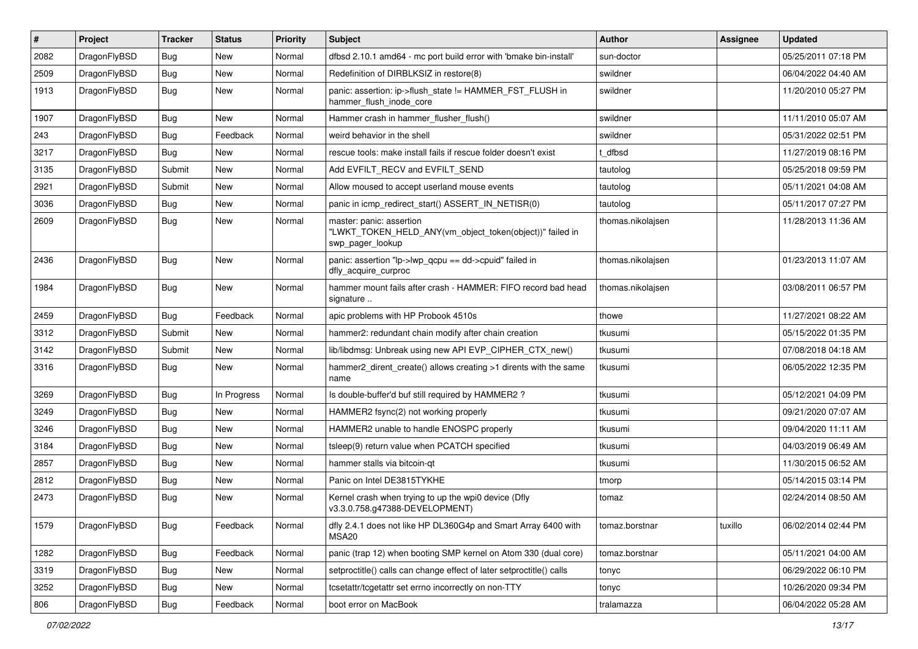| # | Project | Tracker | Status | Priority | Subject | Author | Assignee | Updated |
|---|---|---|---|---|---|---|---|---|
| 2082 | DragonFlyBSD | Bug | New | Normal | dfbsd 2.10.1 amd64 - mc port build error with 'bmake bin-install' | sun-doctor | | 05/25/2011 07:18 PM |
| 2509 | DragonFlyBSD | Bug | New | Normal | Redefinition of DIRBLKSIZ in restore(8) | swildner | | 06/04/2022 04:40 AM |
| 1913 | DragonFlyBSD | Bug | New | Normal | panic: assertion: ip->flush_state != HAMMER_FST_FLUSH in hammer_flush_inode_core | swildner | | 11/20/2010 05:27 PM |
| 1907 | DragonFlyBSD | Bug | New | Normal | Hammer crash in hammer_flusher_flush() | swildner | | 11/11/2010 05:07 AM |
| 243 | DragonFlyBSD | Bug | Feedback | Normal | weird behavior in the shell | swildner | | 05/31/2022 02:51 PM |
| 3217 | DragonFlyBSD | Bug | New | Normal | rescue tools: make install fails if rescue folder doesn't exist | t_dfbsd | | 11/27/2019 08:16 PM |
| 3135 | DragonFlyBSD | Submit | New | Normal | Add EVFILT_RECV and EVFILT_SEND | tautolog | | 05/25/2018 09:59 PM |
| 2921 | DragonFlyBSD | Submit | New | Normal | Allow moused to accept userland mouse events | tautolog | | 05/11/2021 04:08 AM |
| 3036 | DragonFlyBSD | Bug | New | Normal | panic in icmp_redirect_start() ASSERT_IN_NETISR(0) | tautolog | | 05/11/2017 07:27 PM |
| 2609 | DragonFlyBSD | Bug | New | Normal | master: panic: assertion "LWKT_TOKEN_HELD_ANY(vm_object_token(object))" failed in swp_pager_lookup | thomas.nikolajsen | | 11/28/2013 11:36 AM |
| 2436 | DragonFlyBSD | Bug | New | Normal | panic: assertion "lp->lwp_qcpu == dd->cpuid" failed in dfly_acquire_curproc | thomas.nikolajsen | | 01/23/2013 11:07 AM |
| 1984 | DragonFlyBSD | Bug | New | Normal | hammer mount fails after crash - HAMMER: FIFO record bad head signature .. | thomas.nikolajsen | | 03/08/2011 06:57 PM |
| 2459 | DragonFlyBSD | Bug | Feedback | Normal | apic problems with HP Probook 4510s | thowe | | 11/27/2021 08:22 AM |
| 3312 | DragonFlyBSD | Submit | New | Normal | hammer2: redundant chain modify after chain creation | tkusumi | | 05/15/2022 01:35 PM |
| 3142 | DragonFlyBSD | Submit | New | Normal | lib/libdmsg: Unbreak using new API EVP_CIPHER_CTX_new() | tkusumi | | 07/08/2018 04:18 AM |
| 3316 | DragonFlyBSD | Bug | New | Normal | hammer2_dirent_create() allows creating >1 dirents with the same name | tkusumi | | 06/05/2022 12:35 PM |
| 3269 | DragonFlyBSD | Bug | In Progress | Normal | Is double-buffer'd buf still required by HAMMER2 ? | tkusumi | | 05/12/2021 04:09 PM |
| 3249 | DragonFlyBSD | Bug | New | Normal | HAMMER2 fsync(2) not working properly | tkusumi | | 09/21/2020 07:07 AM |
| 3246 | DragonFlyBSD | Bug | New | Normal | HAMMER2 unable to handle ENOSPC properly | tkusumi | | 09/04/2020 11:11 AM |
| 3184 | DragonFlyBSD | Bug | New | Normal | tsleep(9) return value when PCATCH specified | tkusumi | | 04/03/2019 06:49 AM |
| 2857 | DragonFlyBSD | Bug | New | Normal | hammer stalls via bitcoin-qt | tkusumi | | 11/30/2015 06:52 AM |
| 2812 | DragonFlyBSD | Bug | New | Normal | Panic on Intel DE3815TYKHE | tmorp | | 05/14/2015 03:14 PM |
| 2473 | DragonFlyBSD | Bug | New | Normal | Kernel crash when trying to up the wpi0 device (Dfly v3.3.0.758.g47388-DEVELOPMENT) | tomaz | | 02/24/2014 08:50 AM |
| 1579 | DragonFlyBSD | Bug | Feedback | Normal | dfly 2.4.1 does not like HP DL360G4p and Smart Array 6400 with MSA20 | tomaz.borstnar | tuxillo | 06/02/2014 02:44 PM |
| 1282 | DragonFlyBSD | Bug | Feedback | Normal | panic (trap 12) when booting SMP kernel on Atom 330 (dual core) | tomaz.borstnar | | 05/11/2021 04:00 AM |
| 3319 | DragonFlyBSD | Bug | New | Normal | setproctitle() calls can change effect of later setproctitle() calls | tonyc | | 06/29/2022 06:10 PM |
| 3252 | DragonFlyBSD | Bug | New | Normal | tcsetattr/tcgetattr set errno incorrectly on non-TTY | tonyc | | 10/26/2020 09:34 PM |
| 806 | DragonFlyBSD | Bug | Feedback | Normal | boot error on MacBook | tralamazza | | 06/04/2022 05:28 AM |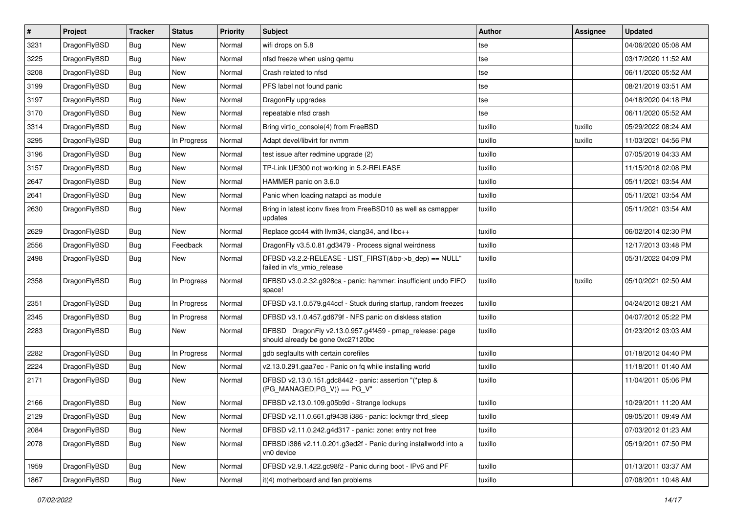| # | Project | Tracker | Status | Priority | Subject | Author | Assignee | Updated |
|---|---|---|---|---|---|---|---|---|
| 3231 | DragonFlyBSD | Bug | New | Normal | wifi drops on 5.8 | tse | | 04/06/2020 05:08 AM |
| 3225 | DragonFlyBSD | Bug | New | Normal | nfsd freeze when using qemu | tse | | 03/17/2020 11:52 AM |
| 3208 | DragonFlyBSD | Bug | New | Normal | Crash related to nfsd | tse | | 06/11/2020 05:52 AM |
| 3199 | DragonFlyBSD | Bug | New | Normal | PFS label not found panic | tse | | 08/21/2019 03:51 AM |
| 3197 | DragonFlyBSD | Bug | New | Normal | DragonFly upgrades | tse | | 04/18/2020 04:18 PM |
| 3170 | DragonFlyBSD | Bug | New | Normal | repeatable nfsd crash | tse | | 06/11/2020 05:52 AM |
| 3314 | DragonFlyBSD | Bug | New | Normal | Bring virtio_console(4) from FreeBSD | tuxillo | tuxillo | 05/29/2022 08:24 AM |
| 3295 | DragonFlyBSD | Bug | In Progress | Normal | Adapt devel/libvirt for nvmm | tuxillo | tuxillo | 11/03/2021 04:56 PM |
| 3196 | DragonFlyBSD | Bug | New | Normal | test issue after redmine upgrade (2) | tuxillo | | 07/05/2019 04:33 AM |
| 3157 | DragonFlyBSD | Bug | New | Normal | TP-Link UE300 not working in 5.2-RELEASE | tuxillo | | 11/15/2018 02:08 PM |
| 2647 | DragonFlyBSD | Bug | New | Normal | HAMMER panic on 3.6.0 | tuxillo | | 05/11/2021 03:54 AM |
| 2641 | DragonFlyBSD | Bug | New | Normal | Panic when loading natapci as module | tuxillo | | 05/11/2021 03:54 AM |
| 2630 | DragonFlyBSD | Bug | New | Normal | Bring in latest iconv fixes from FreeBSD10 as well as csmapper updates | tuxillo | | 05/11/2021 03:54 AM |
| 2629 | DragonFlyBSD | Bug | New | Normal | Replace gcc44 with llvm34, clang34, and libc++ | tuxillo | | 06/02/2014 02:30 PM |
| 2556 | DragonFlyBSD | Bug | Feedback | Normal | DragonFly v3.5.0.81.gd3479 - Process signal weirdness | tuxillo | | 12/17/2013 03:48 PM |
| 2498 | DragonFlyBSD | Bug | New | Normal | DFBSD v3.2.2-RELEASE - LIST_FIRST(&bp->b_dep) == NULL" failed in vfs_vmio_release | tuxillo | | 05/31/2022 04:09 PM |
| 2358 | DragonFlyBSD | Bug | In Progress | Normal | DFBSD v3.0.2.32.g928ca - panic: hammer: insufficient undo FIFO space! | tuxillo | tuxillo | 05/10/2021 02:50 AM |
| 2351 | DragonFlyBSD | Bug | In Progress | Normal | DFBSD v3.1.0.579.g44ccf - Stuck during startup, random freezes | tuxillo | | 04/24/2012 08:21 AM |
| 2345 | DragonFlyBSD | Bug | In Progress | Normal | DFBSD v3.1.0.457.gd679f - NFS panic on diskless station | tuxillo | | 04/07/2012 05:22 PM |
| 2283 | DragonFlyBSD | Bug | New | Normal | DFBSD DragonFly v2.13.0.957.g4f459 - pmap_release: page should already be gone 0xc27120bc | tuxillo | | 01/23/2012 03:03 AM |
| 2282 | DragonFlyBSD | Bug | In Progress | Normal | gdb segfaults with certain corefiles | tuxillo | | 01/18/2012 04:40 PM |
| 2224 | DragonFlyBSD | Bug | New | Normal | v2.13.0.291.gaa7ec - Panic on fq while installing world | tuxillo | | 11/18/2011 01:40 AM |
| 2171 | DragonFlyBSD | Bug | New | Normal | DFBSD v2.13.0.151.gdc8442 - panic: assertion "(*ptep & (PG_MANAGED\|PG_V)) == PG_V" | tuxillo | | 11/04/2011 05:06 PM |
| 2166 | DragonFlyBSD | Bug | New | Normal | DFBSD v2.13.0.109.g05b9d - Strange lockups | tuxillo | | 10/29/2011 11:20 AM |
| 2129 | DragonFlyBSD | Bug | New | Normal | DFBSD v2.11.0.661.gf9438 i386 - panic: lockmgr thrd_sleep | tuxillo | | 09/05/2011 09:49 AM |
| 2084 | DragonFlyBSD | Bug | New | Normal | DFBSD v2.11.0.242.g4d317 - panic: zone: entry not free | tuxillo | | 07/03/2012 01:23 AM |
| 2078 | DragonFlyBSD | Bug | New | Normal | DFBSD i386 v2.11.0.201.g3ed2f - Panic during installworld into a vn0 device | tuxillo | | 05/19/2011 07:50 PM |
| 1959 | DragonFlyBSD | Bug | New | Normal | DFBSD v2.9.1.422.gc98f2 - Panic during boot - IPv6 and PF | tuxillo | | 01/13/2011 03:37 AM |
| 1867 | DragonFlyBSD | Bug | New | Normal | it(4) motherboard and fan problems | tuxillo | | 07/08/2011 10:48 AM |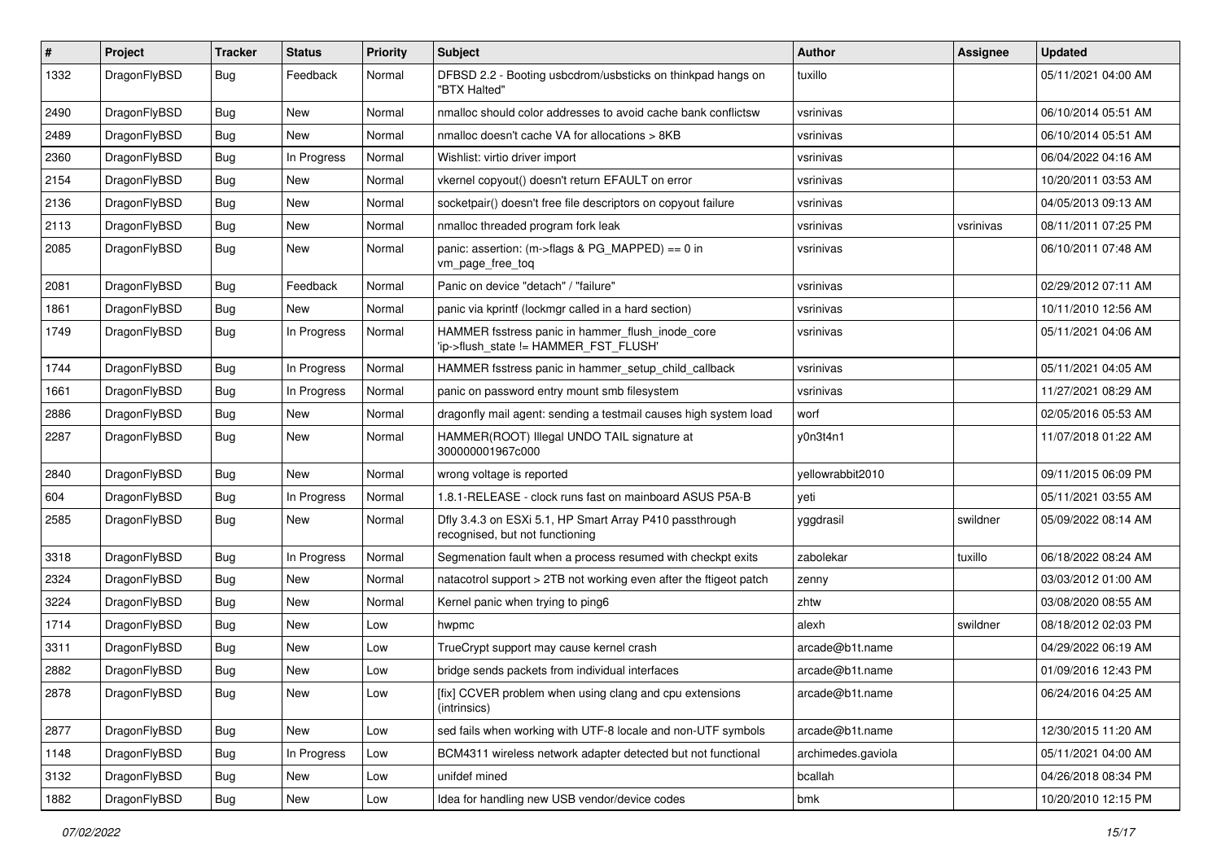| # | Project | Tracker | Status | Priority | Subject | Author | Assignee | Updated |
|---|---|---|---|---|---|---|---|---|
| 1332 | DragonFlyBSD | Bug | Feedback | Normal | DFBSD 2.2 - Booting usbcdrom/usbsticks on thinkpad hangs on "BTX Halted" | tuxillo | | 05/11/2021 04:00 AM |
| 2490 | DragonFlyBSD | Bug | New | Normal | nmalloc should color addresses to avoid cache bank conflictsw | vsrinivas | | 06/10/2014 05:51 AM |
| 2489 | DragonFlyBSD | Bug | New | Normal | nmalloc doesn't cache VA for allocations > 8KB | vsrinivas | | 06/10/2014 05:51 AM |
| 2360 | DragonFlyBSD | Bug | In Progress | Normal | Wishlist: virtio driver import | vsrinivas | | 06/04/2022 04:16 AM |
| 2154 | DragonFlyBSD | Bug | New | Normal | vkernel copyout() doesn't return EFAULT on error | vsrinivas | | 10/20/2011 03:53 AM |
| 2136 | DragonFlyBSD | Bug | New | Normal | socketpair() doesn't free file descriptors on copyout failure | vsrinivas | | 04/05/2013 09:13 AM |
| 2113 | DragonFlyBSD | Bug | New | Normal | nmalloc threaded program fork leak | vsrinivas | vsrinivas | 08/11/2011 07:25 PM |
| 2085 | DragonFlyBSD | Bug | New | Normal | panic: assertion: (m->flags & PG_MAPPED) == 0 in vm_page_free_toq | vsrinivas | | 06/10/2011 07:48 AM |
| 2081 | DragonFlyBSD | Bug | Feedback | Normal | Panic on device "detach" / "failure" | vsrinivas | | 02/29/2012 07:11 AM |
| 1861 | DragonFlyBSD | Bug | New | Normal | panic via kprintf (lockmgr called in a hard section) | vsrinivas | | 10/11/2010 12:56 AM |
| 1749 | DragonFlyBSD | Bug | In Progress | Normal | HAMMER fsstress panic in hammer_flush_inode_core 'ip->flush_state != HAMMER_FST_FLUSH' | vsrinivas | | 05/11/2021 04:06 AM |
| 1744 | DragonFlyBSD | Bug | In Progress | Normal | HAMMER fsstress panic in hammer_setup_child_callback | vsrinivas | | 05/11/2021 04:05 AM |
| 1661 | DragonFlyBSD | Bug | In Progress | Normal | panic on password entry mount smb filesystem | vsrinivas | | 11/27/2021 08:29 AM |
| 2886 | DragonFlyBSD | Bug | New | Normal | dragonfly mail agent: sending a testmail causes high system load | worf | | 02/05/2016 05:53 AM |
| 2287 | DragonFlyBSD | Bug | New | Normal | HAMMER(ROOT) Illegal UNDO TAIL signature at 300000001967c000 | y0n3t4n1 | | 11/07/2018 01:22 AM |
| 2840 | DragonFlyBSD | Bug | New | Normal | wrong voltage is reported | yellowrabbit2010 | | 09/11/2015 06:09 PM |
| 604 | DragonFlyBSD | Bug | In Progress | Normal | 1.8.1-RELEASE - clock runs fast on mainboard ASUS P5A-B | yeti | | 05/11/2021 03:55 AM |
| 2585 | DragonFlyBSD | Bug | New | Normal | Dfly 3.4.3 on ESXi 5.1, HP Smart Array P410 passthrough recognised, but not functioning | yggdrasil | swildner | 05/09/2022 08:14 AM |
| 3318 | DragonFlyBSD | Bug | In Progress | Normal | Segmenation fault when a process resumed with checkpt exits | zabolekar | tuxillo | 06/18/2022 08:24 AM |
| 2324 | DragonFlyBSD | Bug | New | Normal | natacotrol support > 2TB not working even after the ftigeot patch | zenny | | 03/03/2012 01:00 AM |
| 3224 | DragonFlyBSD | Bug | New | Normal | Kernel panic when trying to ping6 | zhtw | | 03/08/2020 08:55 AM |
| 1714 | DragonFlyBSD | Bug | New | Low | hwpmc | alexh | swildner | 08/18/2012 02:03 PM |
| 3311 | DragonFlyBSD | Bug | New | Low | TrueCrypt support may cause kernel crash | arcade@b1t.name | | 04/29/2022 06:19 AM |
| 2882 | DragonFlyBSD | Bug | New | Low | bridge sends packets from individual interfaces | arcade@b1t.name | | 01/09/2016 12:43 PM |
| 2878 | DragonFlyBSD | Bug | New | Low | [fix] CCVER problem when using clang and cpu extensions (intrinsics) | arcade@b1t.name | | 06/24/2016 04:25 AM |
| 2877 | DragonFlyBSD | Bug | New | Low | sed fails when working with UTF-8 locale and non-UTF symbols | arcade@b1t.name | | 12/30/2015 11:20 AM |
| 1148 | DragonFlyBSD | Bug | In Progress | Low | BCM4311 wireless network adapter detected but not functional | archimedes.gaviola | | 05/11/2021 04:00 AM |
| 3132 | DragonFlyBSD | Bug | New | Low | unifdef mined | bcallah | | 04/26/2018 08:34 PM |
| 1882 | DragonFlyBSD | Bug | New | Low | Idea for handling new USB vendor/device codes | bmk | | 10/20/2010 12:15 PM |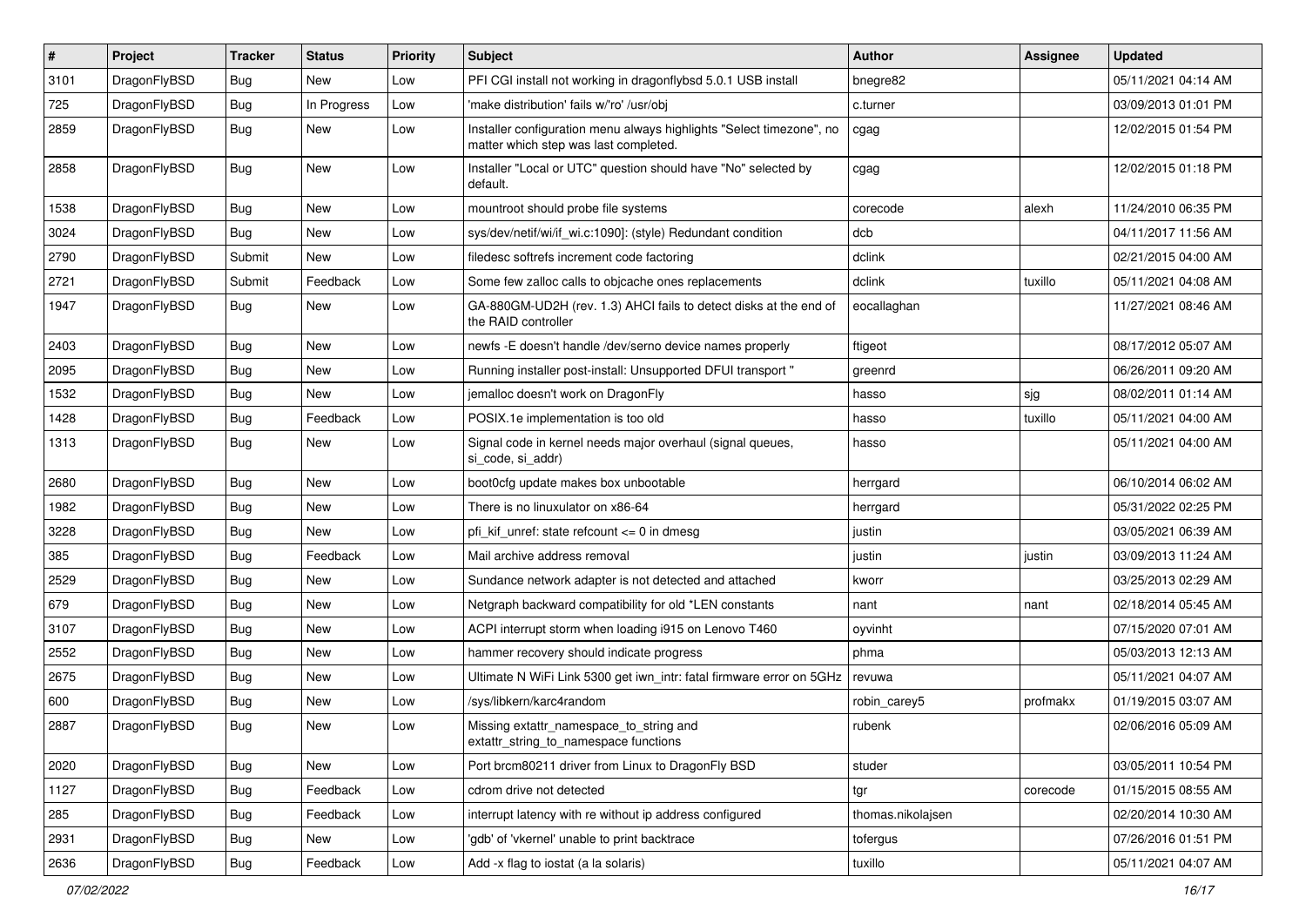| # | Project | Tracker | Status | Priority | Subject | Author | Assignee | Updated |
|---|---|---|---|---|---|---|---|---|
| 3101 | DragonFlyBSD | Bug | New | Low | PFI CGI install not working in dragonflybsd 5.0.1 USB install | bnegre82 | | 05/11/2021 04:14 AM |
| 725 | DragonFlyBSD | Bug | In Progress | Low | 'make distribution' fails w/'ro' /usr/obj | c.turner | | 03/09/2013 01:01 PM |
| 2859 | DragonFlyBSD | Bug | New | Low | Installer configuration menu always highlights "Select timezone", no matter which step was last completed. | cgag | | 12/02/2015 01:54 PM |
| 2858 | DragonFlyBSD | Bug | New | Low | Installer "Local or UTC" question should have "No" selected by default. | cgag | | 12/02/2015 01:18 PM |
| 1538 | DragonFlyBSD | Bug | New | Low | mountroot should probe file systems | corecode | alexh | 11/24/2010 06:35 PM |
| 3024 | DragonFlyBSD | Bug | New | Low | sys/dev/netif/wi/if_wi.c:1090]: (style) Redundant condition | dcb | | 04/11/2017 11:56 AM |
| 2790 | DragonFlyBSD | Submit | New | Low | filedesc softrefs increment code factoring | dclink | | 02/21/2015 04:00 AM |
| 2721 | DragonFlyBSD | Submit | Feedback | Low | Some few zalloc calls to objcache ones replacements | dclink | tuxillo | 05/11/2021 04:08 AM |
| 1947 | DragonFlyBSD | Bug | New | Low | GA-880GM-UD2H (rev. 1.3) AHCI fails to detect disks at the end of the RAID controller | eocallaghan | | 11/27/2021 08:46 AM |
| 2403 | DragonFlyBSD | Bug | New | Low | newfs -E doesn't handle /dev/serno device names properly | ftigeot | | 08/17/2012 05:07 AM |
| 2095 | DragonFlyBSD | Bug | New | Low | Running installer post-install: Unsupported DFUI transport " | greenrd | | 06/26/2011 09:20 AM |
| 1532 | DragonFlyBSD | Bug | New | Low | jemalloc doesn't work on DragonFly | hasso | sjg | 08/02/2011 01:14 AM |
| 1428 | DragonFlyBSD | Bug | Feedback | Low | POSIX.1e implementation is too old | hasso | tuxillo | 05/11/2021 04:00 AM |
| 1313 | DragonFlyBSD | Bug | New | Low | Signal code in kernel needs major overhaul (signal queues, si_code, si_addr) | hasso | | 05/11/2021 04:00 AM |
| 2680 | DragonFlyBSD | Bug | New | Low | boot0cfg update makes box unbootable | herrgard | | 06/10/2014 06:02 AM |
| 1982 | DragonFlyBSD | Bug | New | Low | There is no linuxulator on x86-64 | herrgard | | 05/31/2022 02:25 PM |
| 3228 | DragonFlyBSD | Bug | New | Low | pfi_kif_unref: state refcount <= 0 in dmesg | justin | | 03/05/2021 06:39 AM |
| 385 | DragonFlyBSD | Bug | Feedback | Low | Mail archive address removal | justin | justin | 03/09/2013 11:24 AM |
| 2529 | DragonFlyBSD | Bug | New | Low | Sundance network adapter is not detected and attached | kworr | | 03/25/2013 02:29 AM |
| 679 | DragonFlyBSD | Bug | New | Low | Netgraph backward compatibility for old *LEN constants | nant | nant | 02/18/2014 05:45 AM |
| 3107 | DragonFlyBSD | Bug | New | Low | ACPI interrupt storm when loading i915 on Lenovo T460 | oyvinht | | 07/15/2020 07:01 AM |
| 2552 | DragonFlyBSD | Bug | New | Low | hammer recovery should indicate progress | phma | | 05/03/2013 12:13 AM |
| 2675 | DragonFlyBSD | Bug | New | Low | Ultimate N WiFi Link 5300 get iwn_intr: fatal firmware error on 5GHz | revuwa | | 05/11/2021 04:07 AM |
| 600 | DragonFlyBSD | Bug | New | Low | /sys/libkern/karc4random | robin_carey5 | profmakx | 01/19/2015 03:07 AM |
| 2887 | DragonFlyBSD | Bug | New | Low | Missing extattr_namespace_to_string and extattr_string_to_namespace functions | rubenk | | 02/06/2016 05:09 AM |
| 2020 | DragonFlyBSD | Bug | New | Low | Port brcm80211 driver from Linux to DragonFly BSD | studer | | 03/05/2011 10:54 PM |
| 1127 | DragonFlyBSD | Bug | Feedback | Low | cdrom drive not detected | tgr | corecode | 01/15/2015 08:55 AM |
| 285 | DragonFlyBSD | Bug | Feedback | Low | interrupt latency with re without ip address configured | thomas.nikolajsen | | 02/20/2014 10:30 AM |
| 2931 | DragonFlyBSD | Bug | New | Low | 'gdb' of 'vkernel' unable to print backtrace | tofergus | | 07/26/2016 01:51 PM |
| 2636 | DragonFlyBSD | Bug | Feedback | Low | Add -x flag to iostat (a la solaris) | tuxillo | | 05/11/2021 04:07 AM |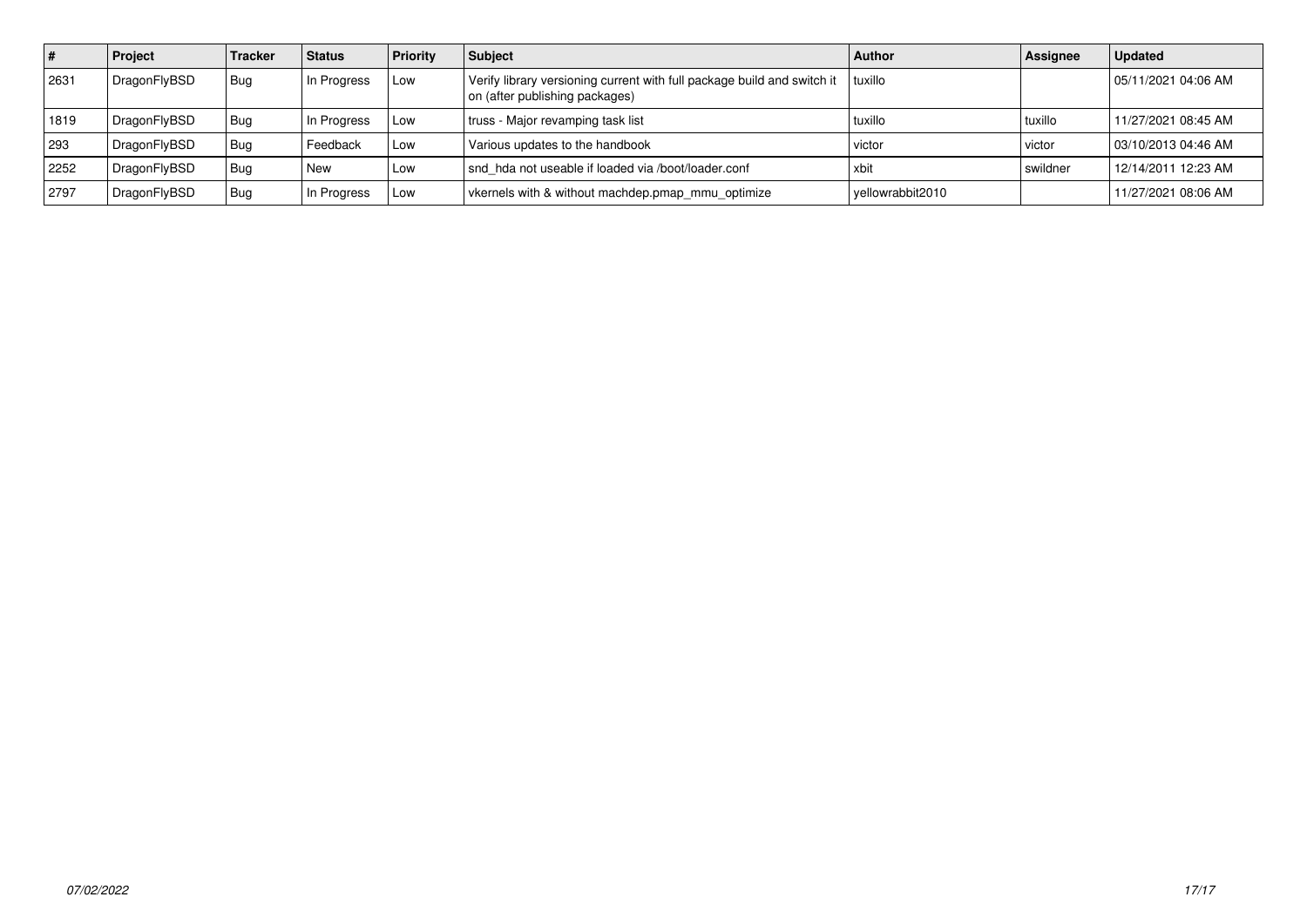| # | Project | Tracker | Status | Priority | Subject | Author | Assignee | Updated |
|---|---|---|---|---|---|---|---|---|
| 2631 | DragonFlyBSD | Bug | In Progress | Low | Verify library versioning current with full package build and switch it on (after publishing packages) | tuxillo | | 05/11/2021 04:06 AM |
| 1819 | DragonFlyBSD | Bug | In Progress | Low | truss - Major revamping task list | tuxillo | tuxillo | 11/27/2021 08:45 AM |
| 293 | DragonFlyBSD | Bug | Feedback | Low | Various updates to the handbook | victor | victor | 03/10/2013 04:46 AM |
| 2252 | DragonFlyBSD | Bug | New | Low | snd_hda not useable if loaded via /boot/loader.conf | xbit | swildner | 12/14/2011 12:23 AM |
| 2797 | DragonFlyBSD | Bug | In Progress | Low | vkernels with & without machdep.pmap_mmu_optimize | yellowrabbit2010 | | 11/27/2021 08:06 AM |